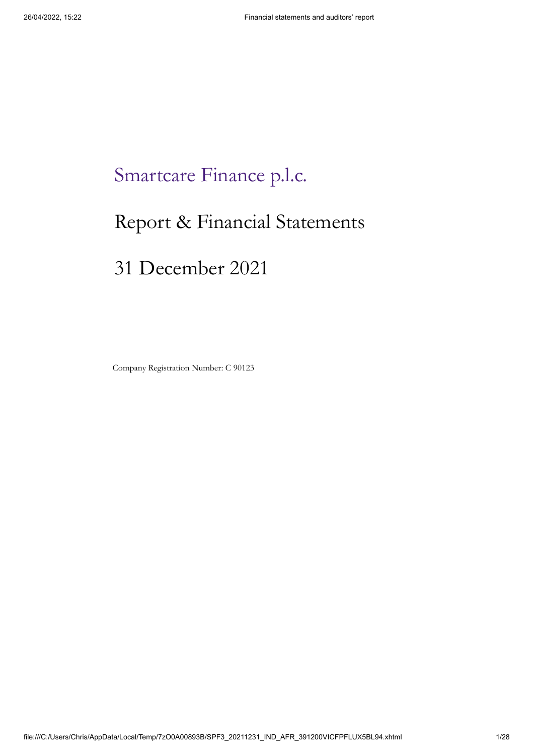# Smartcare Finance p.l.c.

## Report & Financial Statements

## 31 December 2021

Company Registration Number: C 90123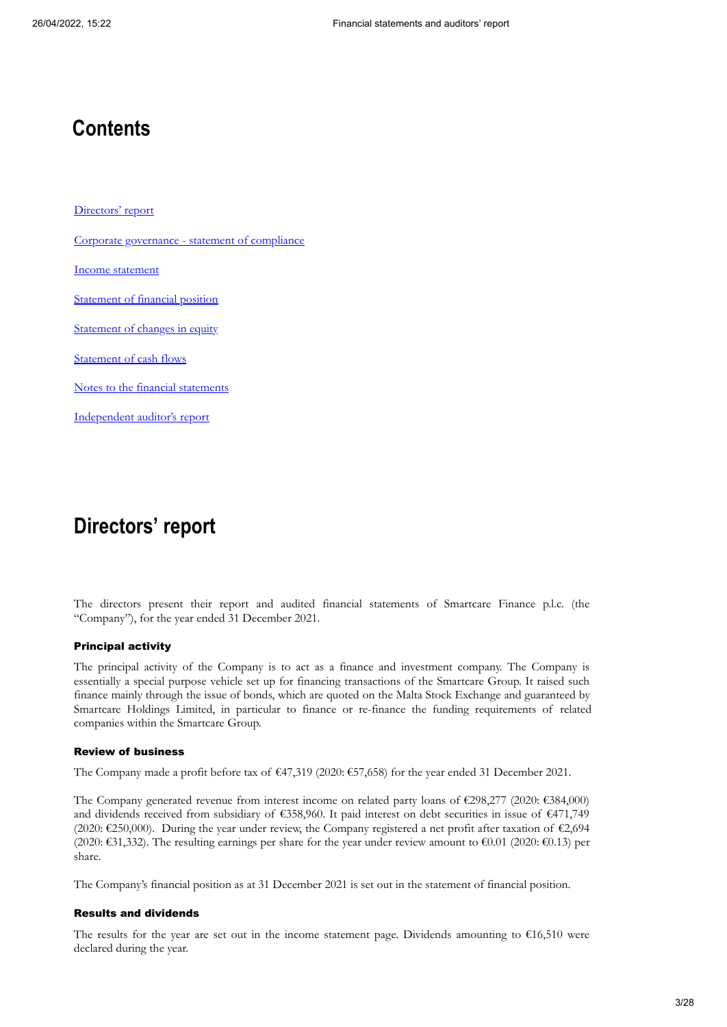# Contents

[Directors' report]

[Corporate governance - statement of compliance]

[Income statement]

[Statement of financial position]

[Statement of changes in equity]

[Statement of cash flows]

[Notes to the financial statements]

[Independent auditor's report]

# Directors' report

The directors present their report and audited financial statements of Smartcare Finance p.l.c. (the "Company"), for the year ended 31 December 2021.

### Principal activity

The principal activity of the Company is to act as a finance and investment company. The Company is essentially a special purpose vehicle set up for financing transactions of the Smartcare Group. It raised such finance mainly through the issue of bonds, which are quoted on the Malta Stock Exchange and guaranteed by Smartcare Holdings Limited, in particular to finance or re-finance the funding requirements of related companies within the Smartcare Group.

### Review of business

The Company made a profit before tax of €47,319 (2020: €57,658) for the year ended 31 December 2021.

The Company generated revenue from interest income on related party loans of €298,277 (2020: €384,000) and dividends received from subsidiary of €358,960. It paid interest on debt securities in issue of €471,749 (2020: €250,000). During the year under review, the Company registered a net profit after taxation of €2,694 (2020: €31,332). The resulting earnings per share for the year under review amount to €0.01 (2020: €0.13) per share.

The Company's financial position as at 31 December 2021 is set out in the statement of financial position.

### Results and dividends

The results for the year are set out in the income statement page. Dividends amounting to €16,510 were declared during the year.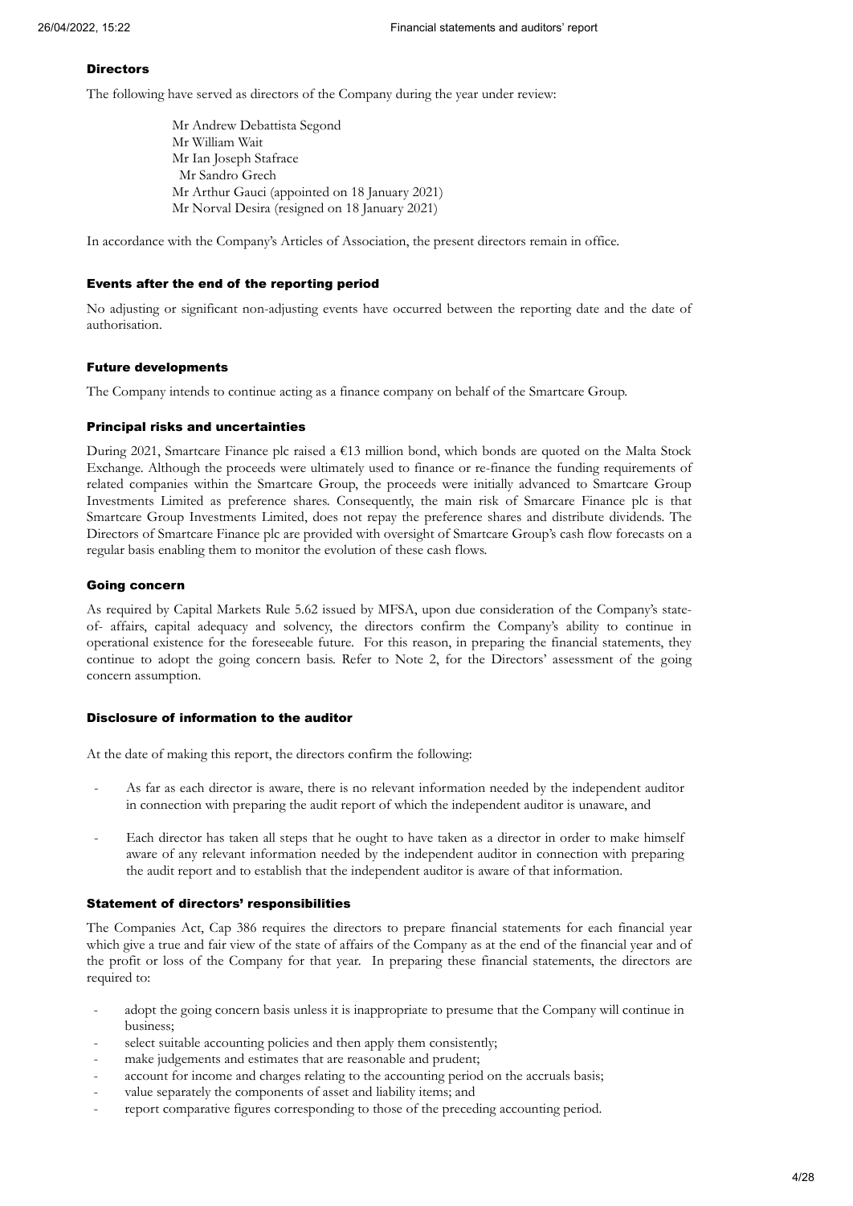### Directors

The following have served as directors of the Company during the year under review:

Mr Andrew Debattista Segond
Mr William Wait
Mr Ian Joseph Stafrace
Mr Sandro Grech
Mr Arthur Gauci (appointed on 18 January 2021)
Mr Norval Desira (resigned on 18 January 2021)

In accordance with the Company's Articles of Association, the present directors remain in office.

### Events after the end of the reporting period

No adjusting or significant non-adjusting events have occurred between the reporting date and the date of authorisation.

### Future developments

The Company intends to continue acting as a finance company on behalf of the Smartcare Group.

### Principal risks and uncertainties

During 2021, Smartcare Finance plc raised a €13 million bond, which bonds are quoted on the Malta Stock Exchange. Although the proceeds were ultimately used to finance or re-finance the funding requirements of related companies within the Smartcare Group, the proceeds were initially advanced to Smartcare Group Investments Limited as preference shares. Consequently, the main risk of Smarcare Finance plc is that Smartcare Group Investments Limited, does not repay the preference shares and distribute dividends. The Directors of Smartcare Finance plc are provided with oversight of Smartcare Group's cash flow forecasts on a regular basis enabling them to monitor the evolution of these cash flows.

### Going concern

As required by Capital Markets Rule 5.62 issued by MFSA, upon due consideration of the Company's state-of- affairs, capital adequacy and solvency, the directors confirm the Company's ability to continue in operational existence for the foreseeable future. For this reason, in preparing the financial statements, they continue to adopt the going concern basis. Refer to Note 2, for the Directors' assessment of the going concern assumption.

### Disclosure of information to the auditor

At the date of making this report, the directors confirm the following:

- As far as each director is aware, there is no relevant information needed by the independent auditor in connection with preparing the audit report of which the independent auditor is unaware, and
- Each director has taken all steps that he ought to have taken as a director in order to make himself aware of any relevant information needed by the independent auditor in connection with preparing the audit report and to establish that the independent auditor is aware of that information.

### Statement of directors' responsibilities

The Companies Act, Cap 386 requires the directors to prepare financial statements for each financial year which give a true and fair view of the state of affairs of the Company as at the end of the financial year and of the profit or loss of the Company for that year. In preparing these financial statements, the directors are required to:

- adopt the going concern basis unless it is inappropriate to presume that the Company will continue in business;
- select suitable accounting policies and then apply them consistently;
- make judgements and estimates that are reasonable and prudent;
- account for income and charges relating to the accounting period on the accruals basis;
- value separately the components of asset and liability items; and
- report comparative figures corresponding to those of the preceding accounting period.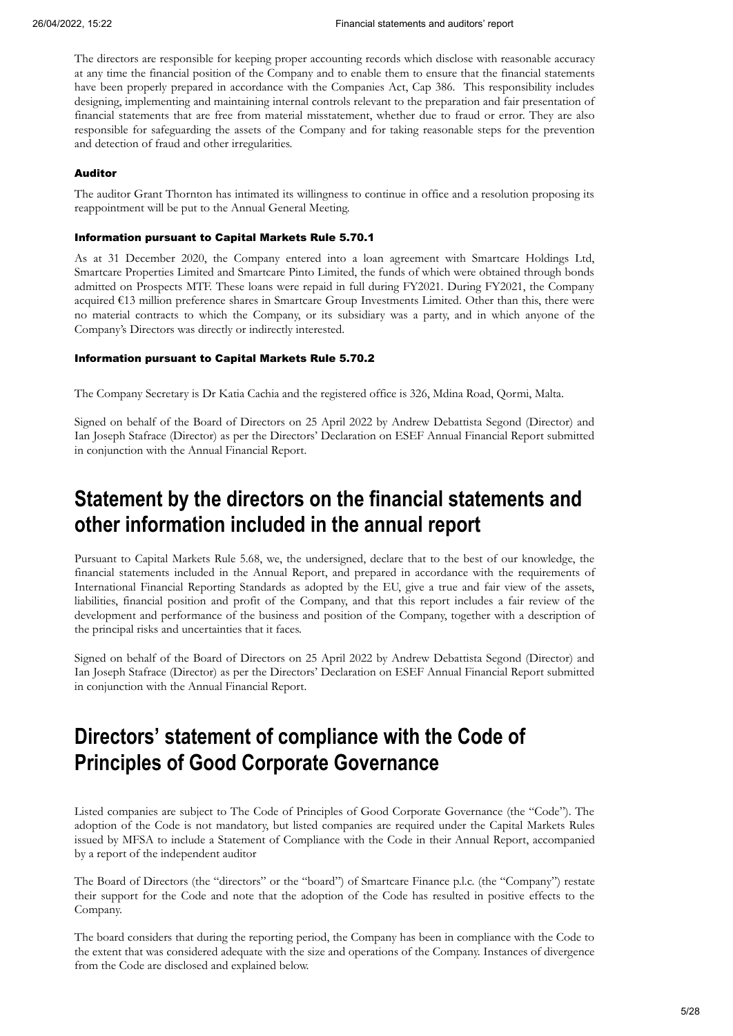The directors are responsible for keeping proper accounting records which disclose with reasonable accuracy at any time the financial position of the Company and to enable them to ensure that the financial statements have been properly prepared in accordance with the Companies Act, Cap 386. This responsibility includes designing, implementing and maintaining internal controls relevant to the preparation and fair presentation of financial statements that are free from material misstatement, whether due to fraud or error. They are also responsible for safeguarding the assets of the Company and for taking reasonable steps for the prevention and detection of fraud and other irregularities.

#### Auditor

The auditor Grant Thornton has intimated its willingness to continue in office and a resolution proposing its reappointment will be put to the Annual General Meeting.

#### Information pursuant to Capital Markets Rule 5.70.1

As at 31 December 2020, the Company entered into a loan agreement with Smartcare Holdings Ltd, Smartcare Properties Limited and Smartcare Pinto Limited, the funds of which were obtained through bonds admitted on Prospects MTF. These loans were repaid in full during FY2021. During FY2021, the Company acquired €13 million preference shares in Smartcare Group Investments Limited. Other than this, there were no material contracts to which the Company, or its subsidiary was a party, and in which anyone of the Company's Directors was directly or indirectly interested.

#### Information pursuant to Capital Markets Rule 5.70.2

The Company Secretary is Dr Katia Cachia and the registered office is 326, Mdina Road, Qormi, Malta.

Signed on behalf of the Board of Directors on 25 April 2022 by Andrew Debattista Segond (Director) and Ian Joseph Stafrace (Director) as per the Directors' Declaration on ESEF Annual Financial Report submitted in conjunction with the Annual Financial Report.

# Statement by the directors on the financial statements and other information included in the annual report

Pursuant to Capital Markets Rule 5.68, we, the undersigned, declare that to the best of our knowledge, the financial statements included in the Annual Report, and prepared in accordance with the requirements of International Financial Reporting Standards as adopted by the EU, give a true and fair view of the assets, liabilities, financial position and profit of the Company, and that this report includes a fair review of the development and performance of the business and position of the Company, together with a description of the principal risks and uncertainties that it faces.

Signed on behalf of the Board of Directors on 25 April 2022 by Andrew Debattista Segond (Director) and Ian Joseph Stafrace (Director) as per the Directors' Declaration on ESEF Annual Financial Report submitted in conjunction with the Annual Financial Report.

# Directors' statement of compliance with the Code of Principles of Good Corporate Governance

Listed companies are subject to The Code of Principles of Good Corporate Governance (the "Code"). The adoption of the Code is not mandatory, but listed companies are required under the Capital Markets Rules issued by MFSA to include a Statement of Compliance with the Code in their Annual Report, accompanied by a report of the independent auditor

The Board of Directors (the "directors" or the "board") of Smartcare Finance p.l.c. (the "Company") restate their support for the Code and note that the adoption of the Code has resulted in positive effects to the Company.

The board considers that during the reporting period, the Company has been in compliance with the Code to the extent that was considered adequate with the size and operations of the Company. Instances of divergence from the Code are disclosed and explained below.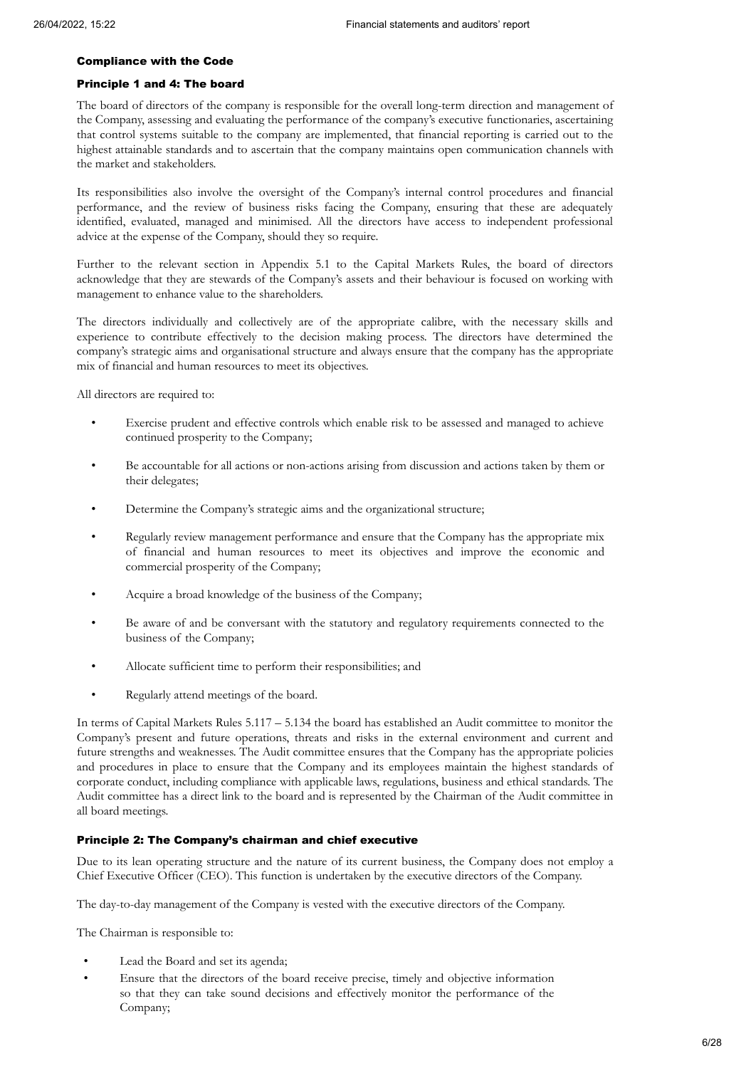## Compliance with the Code

### Principle 1 and 4: The board

The board of directors of the company is responsible for the overall long-term direction and management of the Company, assessing and evaluating the performance of the company's executive functionaries, ascertaining that control systems suitable to the company are implemented, that financial reporting is carried out to the highest attainable standards and to ascertain that the company maintains open communication channels with the market and stakeholders.

Its responsibilities also involve the oversight of the Company's internal control procedures and financial performance, and the review of business risks facing the Company, ensuring that these are adequately identified, evaluated, managed and minimised. All the directors have access to independent professional advice at the expense of the Company, should they so require.

Further to the relevant section in Appendix 5.1 to the Capital Markets Rules, the board of directors acknowledge that they are stewards of the Company's assets and their behaviour is focused on working with management to enhance value to the shareholders.

The directors individually and collectively are of the appropriate calibre, with the necessary skills and experience to contribute effectively to the decision making process. The directors have determined the company's strategic aims and organisational structure and always ensure that the company has the appropriate mix of financial and human resources to meet its objectives.

All directors are required to:

- Exercise prudent and effective controls which enable risk to be assessed and managed to achieve continued prosperity to the Company;
- Be accountable for all actions or non-actions arising from discussion and actions taken by them or their delegates;
- Determine the Company's strategic aims and the organizational structure;
- Regularly review management performance and ensure that the Company has the appropriate mix of financial and human resources to meet its objectives and improve the economic and commercial prosperity of the Company;
- Acquire a broad knowledge of the business of the Company;
- Be aware of and be conversant with the statutory and regulatory requirements connected to the business of the Company;
- Allocate sufficient time to perform their responsibilities; and
- Regularly attend meetings of the board.

In terms of Capital Markets Rules 5.117 – 5.134 the board has established an Audit committee to monitor the Company's present and future operations, threats and risks in the external environment and current and future strengths and weaknesses. The Audit committee ensures that the Company has the appropriate policies and procedures in place to ensure that the Company and its employees maintain the highest standards of corporate conduct, including compliance with applicable laws, regulations, business and ethical standards. The Audit committee has a direct link to the board and is represented by the Chairman of the Audit committee in all board meetings.

### Principle 2: The Company's chairman and chief executive

Due to its lean operating structure and the nature of its current business, the Company does not employ a Chief Executive Officer (CEO). This function is undertaken by the executive directors of the Company.

The day-to-day management of the Company is vested with the executive directors of the Company.

The Chairman is responsible to:

- Lead the Board and set its agenda;
- Ensure that the directors of the board receive precise, timely and objective information so that they can take sound decisions and effectively monitor the performance of the Company;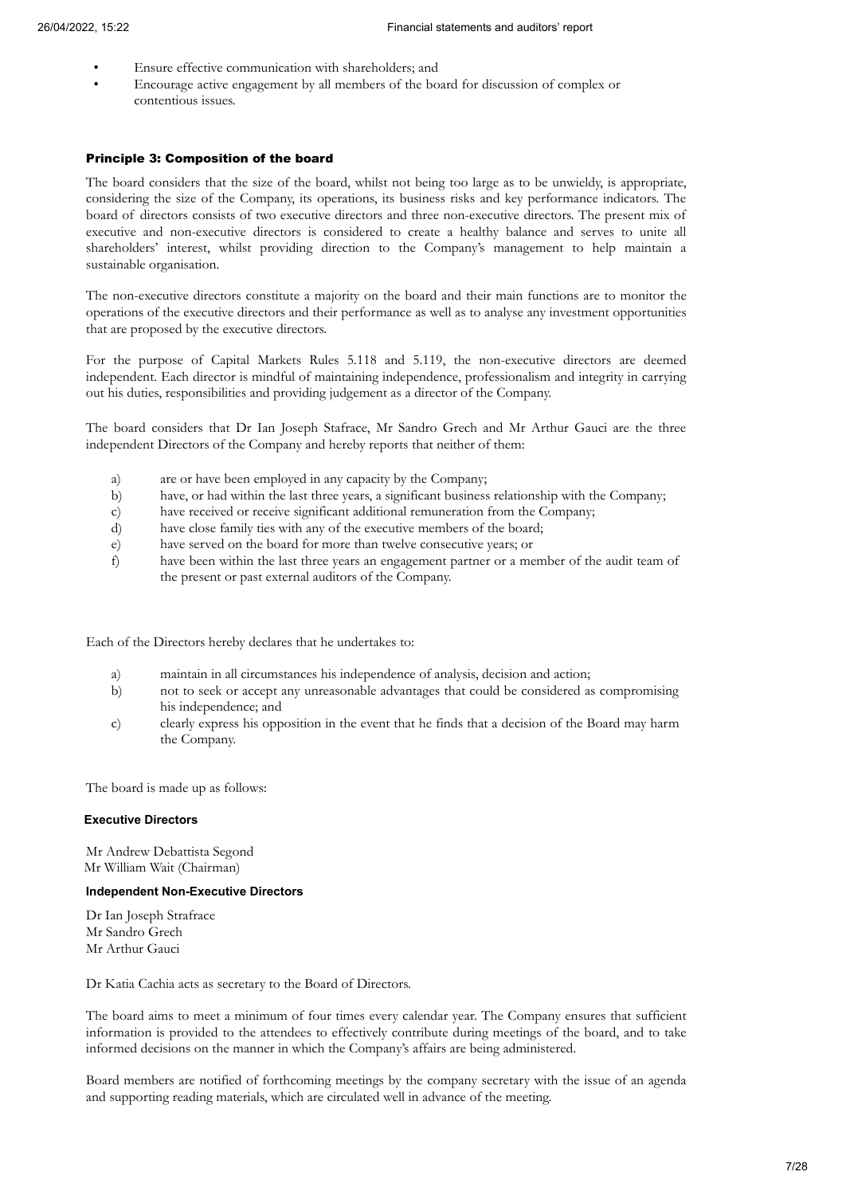- Ensure effective communication with shareholders; and
- Encourage active engagement by all members of the board for discussion of complex or contentious issues.

### Principle 3: Composition of the board

The board considers that the size of the board, whilst not being too large as to be unwieldy, is appropriate, considering the size of the Company, its operations, its business risks and key performance indicators. The board of directors consists of two executive directors and three non-executive directors. The present mix of executive and non-executive directors is considered to create a healthy balance and serves to unite all shareholders' interest, whilst providing direction to the Company's management to help maintain a sustainable organisation.

The non-executive directors constitute a majority on the board and their main functions are to monitor the operations of the executive directors and their performance as well as to analyse any investment opportunities that are proposed by the executive directors.

For the purpose of Capital Markets Rules 5.118 and 5.119, the non-executive directors are deemed independent. Each director is mindful of maintaining independence, professionalism and integrity in carrying out his duties, responsibilities and providing judgement as a director of the Company.

The board considers that Dr Ian Joseph Stafrace, Mr Sandro Grech and Mr Arthur Gauci are the three independent Directors of the Company and hereby reports that neither of them:

a) are or have been employed in any capacity by the Company;
b) have, or had within the last three years, a significant business relationship with the Company;
c) have received or receive significant additional remuneration from the Company;
d) have close family ties with any of the executive members of the board;
e) have served on the board for more than twelve consecutive years; or
f) have been within the last three years an engagement partner or a member of the audit team of the present or past external auditors of the Company.

Each of the Directors hereby declares that he undertakes to:

a) maintain in all circumstances his independence of analysis, decision and action;
b) not to seek or accept any unreasonable advantages that could be considered as compromising his independence; and
c) clearly express his opposition in the event that he finds that a decision of the Board may harm the Company.

The board is made up as follows:

**Executive Directors**

Mr Andrew Debattista Segond
Mr William Wait (Chairman)

**Independent Non-Executive Directors**

Dr Ian Joseph Strafrace
Mr Sandro Grech
Mr Arthur Gauci

Dr Katia Cachia acts as secretary to the Board of Directors.

The board aims to meet a minimum of four times every calendar year. The Company ensures that sufficient information is provided to the attendees to effectively contribute during meetings of the board, and to take informed decisions on the manner in which the Company's affairs are being administered.

Board members are notified of forthcoming meetings by the company secretary with the issue of an agenda and supporting reading materials, which are circulated well in advance of the meeting.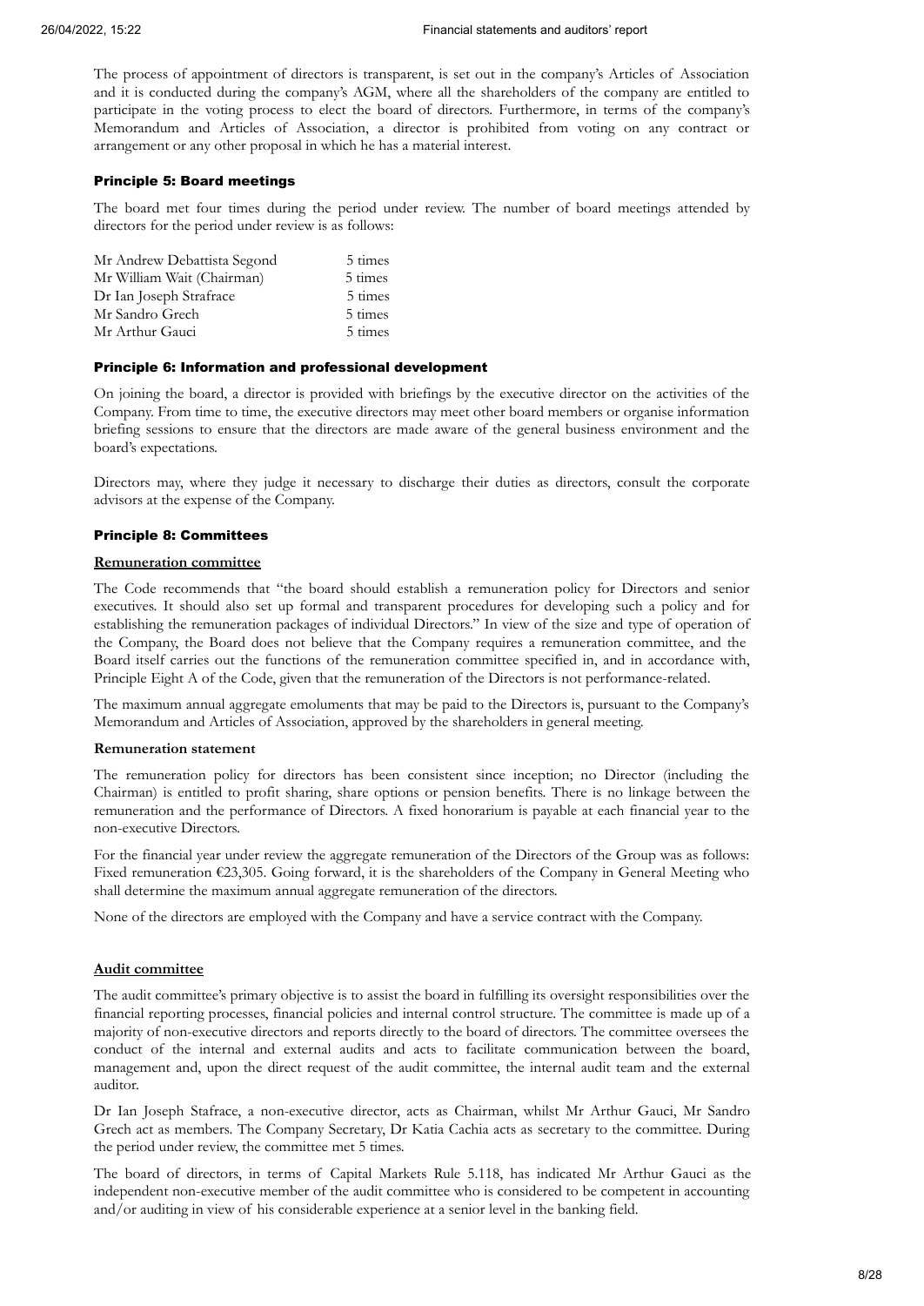The process of appointment of directors is transparent, is set out in the company's Articles of Association and it is conducted during the company's AGM, where all the shareholders of the company are entitled to participate in the voting process to elect the board of directors. Furthermore, in terms of the company's Memorandum and Articles of Association, a director is prohibited from voting on any contract or arrangement or any other proposal in which he has a material interest.

### Principle 5: Board meetings

The board met four times during the period under review. The number of board meetings attended by directors for the period under review is as follows:

| | |
|---|---|
| Mr Andrew Debattista Segond | 5 times |
| Mr William Wait (Chairman) | 5 times |
| Dr Ian Joseph Strafrace | 5 times |
| Mr Sandro Grech | 5 times |
| Mr Arthur Gauci | 5 times |

### Principle 6: Information and professional development

On joining the board, a director is provided with briefings by the executive director on the activities of the Company. From time to time, the executive directors may meet other board members or organise information briefing sessions to ensure that the directors are made aware of the general business environment and the board's expectations.

Directors may, where they judge it necessary to discharge their duties as directors, consult the corporate advisors at the expense of the Company.

### Principle 8: Committees

**Remuneration committee**

The Code recommends that "the board should establish a remuneration policy for Directors and senior executives. It should also set up formal and transparent procedures for developing such a policy and for establishing the remuneration packages of individual Directors." In view of the size and type of operation of the Company, the Board does not believe that the Company requires a remuneration committee, and the Board itself carries out the functions of the remuneration committee specified in, and in accordance with, Principle Eight A of the Code, given that the remuneration of the Directors is not performance-related.

The maximum annual aggregate emoluments that may be paid to the Directors is, pursuant to the Company's Memorandum and Articles of Association, approved by the shareholders in general meeting.

**Remuneration statement**

The remuneration policy for directors has been consistent since inception; no Director (including the Chairman) is entitled to profit sharing, share options or pension benefits. There is no linkage between the remuneration and the performance of Directors. A fixed honorarium is payable at each financial year to the non-executive Directors.

For the financial year under review the aggregate remuneration of the Directors of the Group was as follows: Fixed remuneration €23,305. Going forward, it is the shareholders of the Company in General Meeting who shall determine the maximum annual aggregate remuneration of the directors.

None of the directors are employed with the Company and have a service contract with the Company.

**Audit committee**

The audit committee's primary objective is to assist the board in fulfilling its oversight responsibilities over the financial reporting processes, financial policies and internal control structure. The committee is made up of a majority of non-executive directors and reports directly to the board of directors. The committee oversees the conduct of the internal and external audits and acts to facilitate communication between the board, management and, upon the direct request of the audit committee, the internal audit team and the external auditor.

Dr Ian Joseph Stafrace, a non-executive director, acts as Chairman, whilst Mr Arthur Gauci, Mr Sandro Grech act as members. The Company Secretary, Dr Katia Cachia acts as secretary to the committee. During the period under review, the committee met 5 times.

The board of directors, in terms of Capital Markets Rule 5.118, has indicated Mr Arthur Gauci as the independent non-executive member of the audit committee who is considered to be competent in accounting and/or auditing in view of his considerable experience at a senior level in the banking field.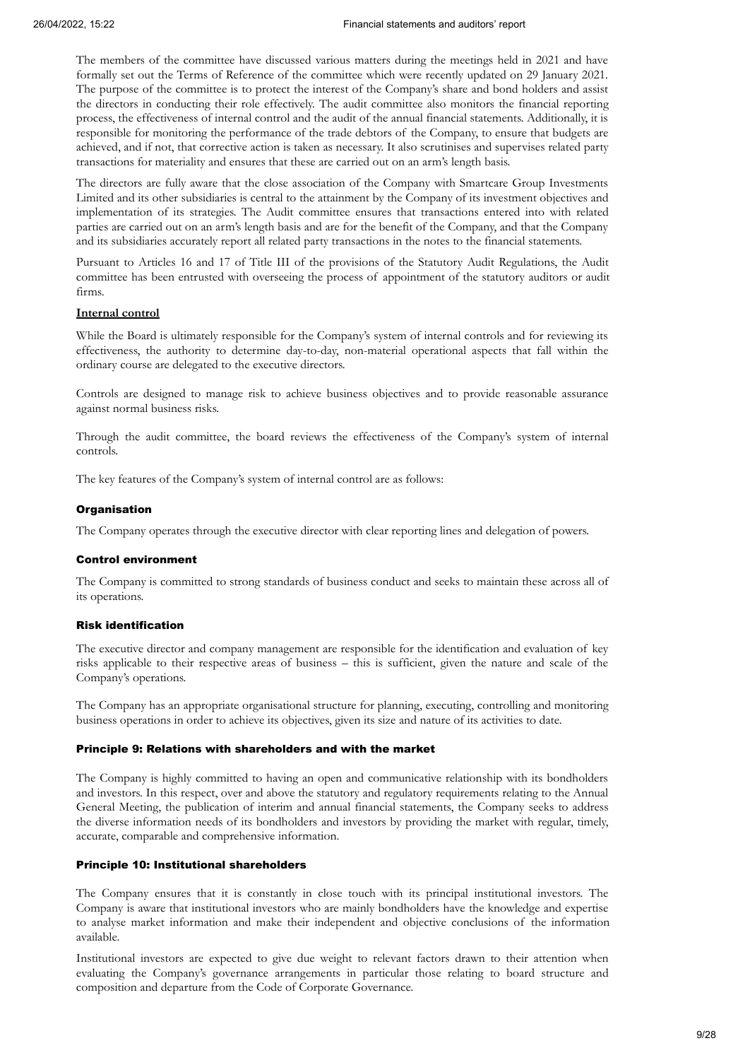The members of the committee have discussed various matters during the meetings held in 2021 and have formally set out the Terms of Reference of the committee which were recently updated on 29 January 2021. The purpose of the committee is to protect the interest of the Company's share and bond holders and assist the directors in conducting their role effectively. The audit committee also monitors the financial reporting process, the effectiveness of internal control and the audit of the annual financial statements. Additionally, it is responsible for monitoring the performance of the trade debtors of the Company, to ensure that budgets are achieved, and if not, that corrective action is taken as necessary. It also scrutinises and supervises related party transactions for materiality and ensures that these are carried out on an arm's length basis.

The directors are fully aware that the close association of the Company with Smartcare Group Investments Limited and its other subsidiaries is central to the attainment by the Company of its investment objectives and implementation of its strategies. The Audit committee ensures that transactions entered into with related parties are carried out on an arm's length basis and are for the benefit of the Company, and that the Company and its subsidiaries accurately report all related party transactions in the notes to the financial statements.

Pursuant to Articles 16 and 17 of Title III of the provisions of the Statutory Audit Regulations, the Audit committee has been entrusted with overseeing the process of appointment of the statutory auditors or audit firms.

**Internal control**

While the Board is ultimately responsible for the Company's system of internal controls and for reviewing its effectiveness, the authority to determine day-to-day, non-material operational aspects that fall within the ordinary course are delegated to the executive directors.

Controls are designed to manage risk to achieve business objectives and to provide reasonable assurance against normal business risks.

Through the audit committee, the board reviews the effectiveness of the Company's system of internal controls.

The key features of the Company's system of internal control are as follows:

#### Organisation

The Company operates through the executive director with clear reporting lines and delegation of powers.

#### Control environment

The Company is committed to strong standards of business conduct and seeks to maintain these across all of its operations.

#### Risk identification

The executive director and company management are responsible for the identification and evaluation of key risks applicable to their respective areas of business – this is sufficient, given the nature and scale of the Company's operations.

The Company has an appropriate organisational structure for planning, executing, controlling and monitoring business operations in order to achieve its objectives, given its size and nature of its activities to date.

#### Principle 9: Relations with shareholders and with the market

The Company is highly committed to having an open and communicative relationship with its bondholders and investors. In this respect, over and above the statutory and regulatory requirements relating to the Annual General Meeting, the publication of interim and annual financial statements, the Company seeks to address the diverse information needs of its bondholders and investors by providing the market with regular, timely, accurate, comparable and comprehensive information.

#### Principle 10: Institutional shareholders

The Company ensures that it is constantly in close touch with its principal institutional investors. The Company is aware that institutional investors who are mainly bondholders have the knowledge and expertise to analyse market information and make their independent and objective conclusions of the information available.

Institutional investors are expected to give due weight to relevant factors drawn to their attention when evaluating the Company's governance arrangements in particular those relating to board structure and composition and departure from the Code of Corporate Governance.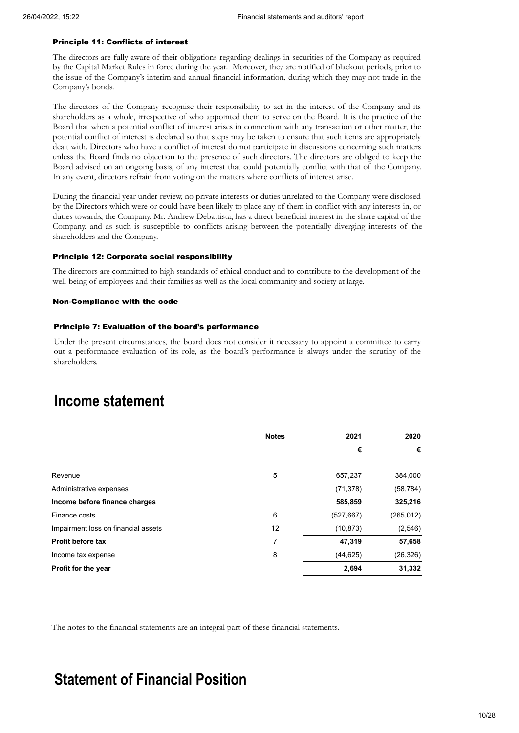#### Principle 11: Conflicts of interest

The directors are fully aware of their obligations regarding dealings in securities of the Company as required by the Capital Market Rules in force during the year. Moreover, they are notified of blackout periods, prior to the issue of the Company's interim and annual financial information, during which they may not trade in the Company's bonds.

The directors of the Company recognise their responsibility to act in the interest of the Company and its shareholders as a whole, irrespective of who appointed them to serve on the Board. It is the practice of the Board that when a potential conflict of interest arises in connection with any transaction or other matter, the potential conflict of interest is declared so that steps may be taken to ensure that such items are appropriately dealt with. Directors who have a conflict of interest do not participate in discussions concerning such matters unless the Board finds no objection to the presence of such directors. The directors are obliged to keep the Board advised on an ongoing basis, of any interest that could potentially conflict with that of the Company. In any event, directors refrain from voting on the matters where conflicts of interest arise.

During the financial year under review, no private interests or duties unrelated to the Company were disclosed by the Directors which were or could have been likely to place any of them in conflict with any interests in, or duties towards, the Company. Mr. Andrew Debattista, has a direct beneficial interest in the share capital of the Company, and as such is susceptible to conflicts arising between the potentially diverging interests of the shareholders and the Company.

#### Principle 12: Corporate social responsibility

The directors are committed to high standards of ethical conduct and to contribute to the development of the well-being of employees and their families as well as the local community and society at large.

#### Non-Compliance with the code

#### Principle 7: Evaluation of the board's performance

Under the present circumstances, the board does not consider it necessary to appoint a committee to carry out a performance evaluation of its role, as the board's performance is always under the scrutiny of the shareholders.

# Income statement

| | Notes | 2021 | 2020 |
|---|---|---|---|
| | | € | € |
| Revenue | 5 | 657,237 | 384,000 |
| Administrative expenses | | (71,378) | (58,784) |
| **Income before finance charges** | | **585,859** | **325,216** |
| Finance costs | 6 | (527,667) | (265,012) |
| Impairment loss on financial assets | 12 | (10,873) | (2,546) |
| **Profit before tax** | 7 | **47,319** | **57,658** |
| Income tax expense | 8 | (44,625) | (26,326) |
| **Profit for the year** | | **2,694** | **31,332** |

The notes to the financial statements are an integral part of these financial statements.

# Statement of Financial Position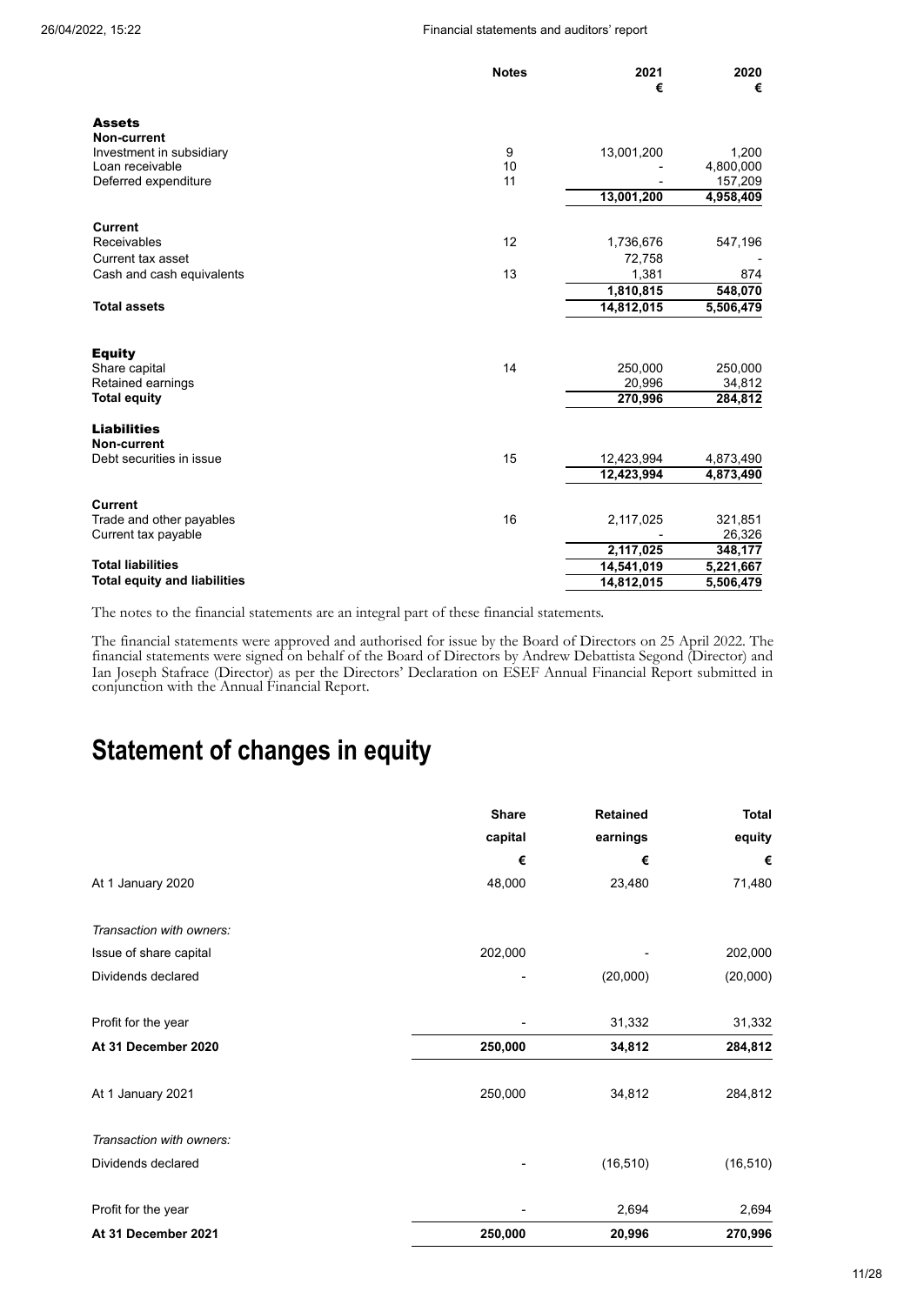| | Notes | 2021 € | 2020 € |
|---|---|---|---|
| **Assets** | | | |
| **Non-current** | | | |
| Investment in subsidiary | 9 | 13,001,200 | 1,200 |
| Loan receivable | 10 | - | 4,800,000 |
| Deferred expenditure | 11 | - | 157,209 |
| | | 13,001,200 | 4,958,409 |
| **Current** | | | |
| Receivables | 12 | 1,736,676 | 547,196 |
| Current tax asset | | 72,758 | - |
| Cash and cash equivalents | 13 | 1,381 | 874 |
| | | 1,810,815 | 548,070 |
| **Total assets** | | 14,812,015 | 5,506,479 |
| **Equity** | | | |
| Share capital | 14 | 250,000 | 250,000 |
| Retained earnings | | 20,996 | 34,812 |
| **Total equity** | | 270,996 | 284,812 |
| **Liabilities** | | | |
| **Non-current** | | | |
| Debt securities in issue | 15 | 12,423,994 | 4,873,490 |
| | | 12,423,994 | 4,873,490 |
| **Current** | | | |
| Trade and other payables | 16 | 2,117,025 | 321,851 |
| Current tax payable | | - | 26,326 |
| | | 2,117,025 | 348,177 |
| **Total liabilities** | | 14,541,019 | 5,221,667 |
| **Total equity and liabilities** | | 14,812,015 | 5,506,479 |

The notes to the financial statements are an integral part of these financial statements.

The financial statements were approved and authorised for issue by the Board of Directors on 25 April 2022. The financial statements were signed on behalf of the Board of Directors by Andrew Debattista Segond (Director) and Ian Joseph Stafrace (Director) as per the Directors' Declaration on ESEF Annual Financial Report submitted in conjunction with the Annual Financial Report.

# Statement of changes in equity

| | Share capital € | Retained earnings € | Total equity € |
|---|---|---|---|
| At 1 January 2020 | 48,000 | 23,480 | 71,480 |
| *Transaction with owners:* | | | |
| Issue of share capital | 202,000 | - | 202,000 |
| Dividends declared | - | (20,000) | (20,000) |
| Profit for the year | - | 31,332 | 31,332 |
| **At 31 December 2020** | **250,000** | **34,812** | **284,812** |
| At 1 January 2021 | 250,000 | 34,812 | 284,812 |
| *Transaction with owners:* | | | |
| Dividends declared | - | (16,510) | (16,510) |
| Profit for the year | - | 2,694 | 2,694 |
| **At 31 December 2021** | **250,000** | **20,996** | **270,996** |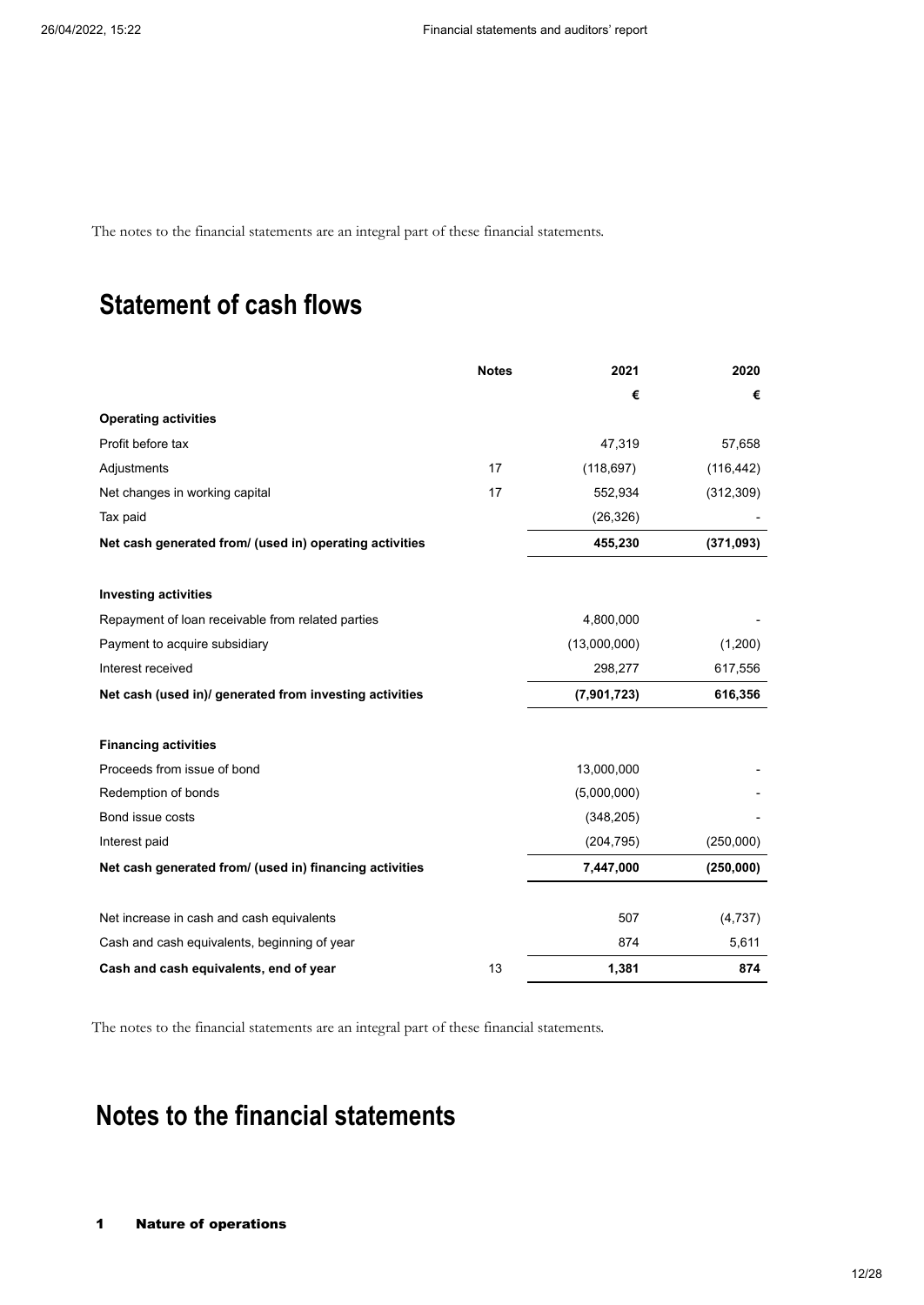The notes to the financial statements are an integral part of these financial statements.

# Statement of cash flows

| | Notes | 2021 | 2020 |
|---|---|---|---|
| | | € | € |
| **Operating activities** | | | |
| Profit before tax | | 47,319 | 57,658 |
| Adjustments | 17 | (118,697) | (116,442) |
| Net changes in working capital | 17 | 552,934 | (312,309) |
| Tax paid | | (26,326) | - |
| **Net cash generated from/ (used in) operating activities** | | **455,230** | **(371,093)** |
| **Investing activities** | | | |
| Repayment of loan receivable from related parties | | 4,800,000 | - |
| Payment to acquire subsidiary | | (13,000,000) | (1,200) |
| Interest received | | 298,277 | 617,556 |
| **Net cash (used in)/ generated from investing activities** | | **(7,901,723)** | **616,356** |
| **Financing activities** | | | |
| Proceeds from issue of bond | | 13,000,000 | - |
| Redemption of bonds | | (5,000,000) | - |
| Bond issue costs | | (348,205) | - |
| Interest paid | | (204,795) | (250,000) |
| **Net cash generated from/ (used in) financing activities** | | **7,447,000** | **(250,000)** |
| Net increase in cash and cash equivalents | | 507 | (4,737) |
| Cash and cash equivalents, beginning of year | | 874 | 5,611 |
| **Cash and cash equivalents, end of year** | 13 | **1,381** | **874** |

The notes to the financial statements are an integral part of these financial statements.

# Notes to the financial statements

**1 Nature of operations**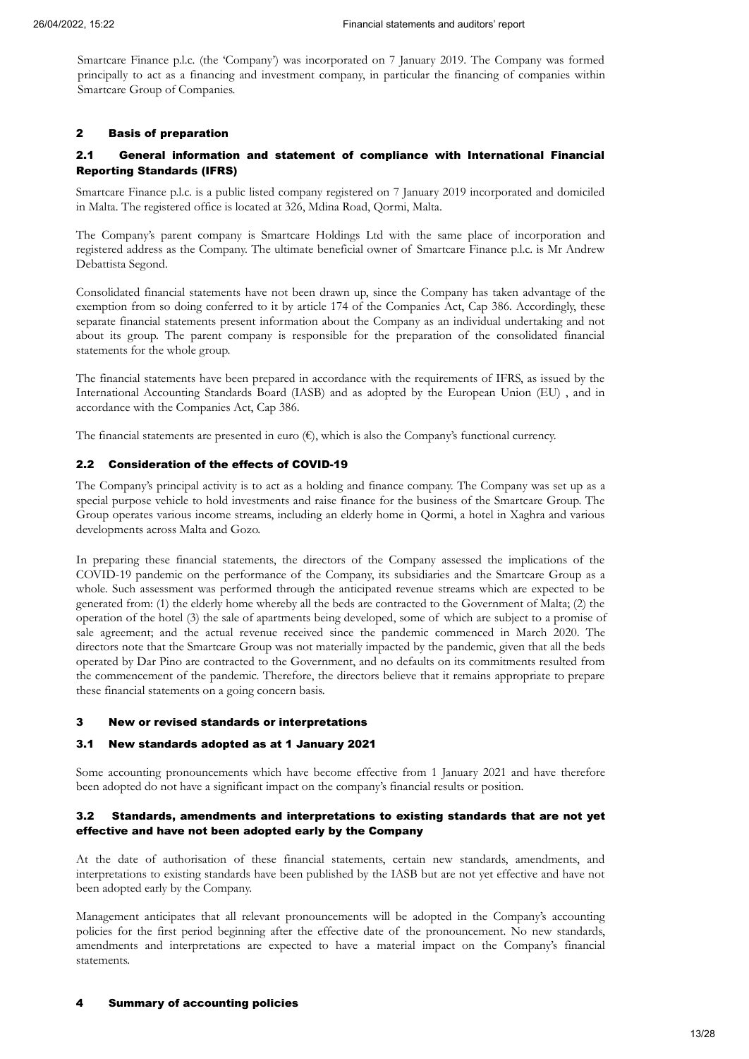Smartcare Finance p.l.c. (the 'Company') was incorporated on 7 January 2019. The Company was formed principally to act as a financing and investment company, in particular the financing of companies within Smartcare Group of Companies.

## 2 Basis of preparation

### 2.1 General information and statement of compliance with International Financial Reporting Standards (IFRS)

Smartcare Finance p.l.c. is a public listed company registered on 7 January 2019 incorporated and domiciled in Malta. The registered office is located at 326, Mdina Road, Qormi, Malta.

The Company's parent company is Smartcare Holdings Ltd with the same place of incorporation and registered address as the Company. The ultimate beneficial owner of Smartcare Finance p.l.c. is Mr Andrew Debattista Segond.

Consolidated financial statements have not been drawn up, since the Company has taken advantage of the exemption from so doing conferred to it by article 174 of the Companies Act, Cap 386. Accordingly, these separate financial statements present information about the Company as an individual undertaking and not about its group. The parent company is responsible for the preparation of the consolidated financial statements for the whole group.

The financial statements have been prepared in accordance with the requirements of IFRS, as issued by the International Accounting Standards Board (IASB) and as adopted by the European Union (EU) , and in accordance with the Companies Act, Cap 386.

The financial statements are presented in euro (€), which is also the Company's functional currency.

### 2.2 Consideration of the effects of COVID-19

The Company's principal activity is to act as a holding and finance company. The Company was set up as a special purpose vehicle to hold investments and raise finance for the business of the Smartcare Group. The Group operates various income streams, including an elderly home in Qormi, a hotel in Xaghra and various developments across Malta and Gozo.

In preparing these financial statements, the directors of the Company assessed the implications of the COVID-19 pandemic on the performance of the Company, its subsidiaries and the Smartcare Group as a whole. Such assessment was performed through the anticipated revenue streams which are expected to be generated from: (1) the elderly home whereby all the beds are contracted to the Government of Malta; (2) the operation of the hotel (3) the sale of apartments being developed, some of which are subject to a promise of sale agreement; and the actual revenue received since the pandemic commenced in March 2020. The directors note that the Smartcare Group was not materially impacted by the pandemic, given that all the beds operated by Dar Pino are contracted to the Government, and no defaults on its commitments resulted from the commencement of the pandemic. Therefore, the directors believe that it remains appropriate to prepare these financial statements on a going concern basis.

## 3 New or revised standards or interpretations

### 3.1 New standards adopted as at 1 January 2021

Some accounting pronouncements which have become effective from 1 January 2021 and have therefore been adopted do not have a significant impact on the company's financial results or position.

### 3.2 Standards, amendments and interpretations to existing standards that are not yet effective and have not been adopted early by the Company

At the date of authorisation of these financial statements, certain new standards, amendments, and interpretations to existing standards have been published by the IASB but are not yet effective and have not been adopted early by the Company.

Management anticipates that all relevant pronouncements will be adopted in the Company's accounting policies for the first period beginning after the effective date of the pronouncement. No new standards, amendments and interpretations are expected to have a material impact on the Company's financial statements.

## 4 Summary of accounting policies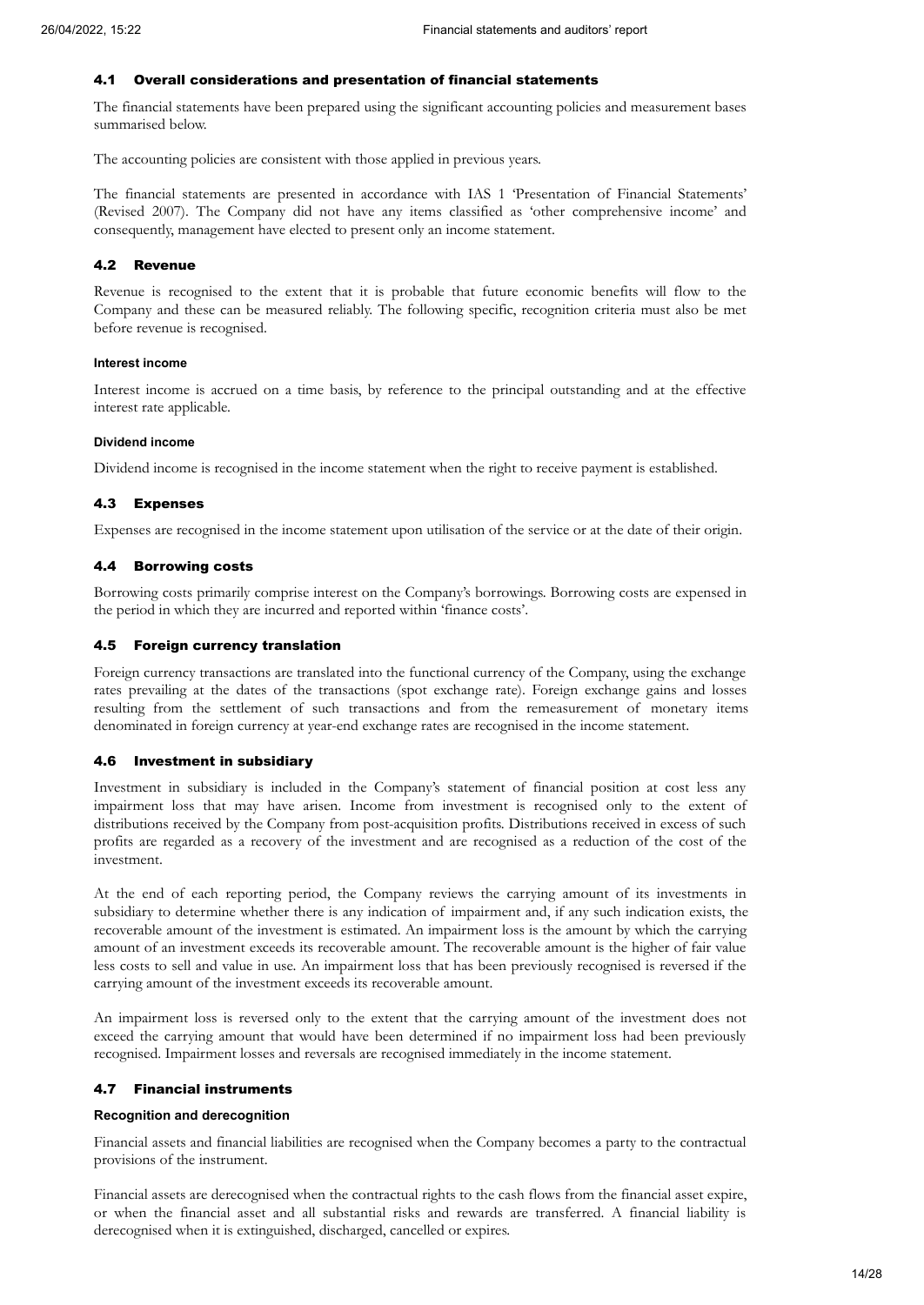## 4.1 Overall considerations and presentation of financial statements

The financial statements have been prepared using the significant accounting policies and measurement bases summarised below.

The accounting policies are consistent with those applied in previous years.

The financial statements are presented in accordance with IAS 1 'Presentation of Financial Statements' (Revised 2007). The Company did not have any items classified as 'other comprehensive income' and consequently, management have elected to present only an income statement.

## 4.2 Revenue

Revenue is recognised to the extent that it is probable that future economic benefits will flow to the Company and these can be measured reliably. The following specific, recognition criteria must also be met before revenue is recognised.

#### Interest income

Interest income is accrued on a time basis, by reference to the principal outstanding and at the effective interest rate applicable.

#### Dividend income

Dividend income is recognised in the income statement when the right to receive payment is established.

## 4.3 Expenses

Expenses are recognised in the income statement upon utilisation of the service or at the date of their origin.

## 4.4 Borrowing costs

Borrowing costs primarily comprise interest on the Company's borrowings. Borrowing costs are expensed in the period in which they are incurred and reported within 'finance costs'.

## 4.5 Foreign currency translation

Foreign currency transactions are translated into the functional currency of the Company, using the exchange rates prevailing at the dates of the transactions (spot exchange rate). Foreign exchange gains and losses resulting from the settlement of such transactions and from the remeasurement of monetary items denominated in foreign currency at year-end exchange rates are recognised in the income statement.

## 4.6 Investment in subsidiary

Investment in subsidiary is included in the Company's statement of financial position at cost less any impairment loss that may have arisen. Income from investment is recognised only to the extent of distributions received by the Company from post-acquisition profits. Distributions received in excess of such profits are regarded as a recovery of the investment and are recognised as a reduction of the cost of the investment.

At the end of each reporting period, the Company reviews the carrying amount of its investments in subsidiary to determine whether there is any indication of impairment and, if any such indication exists, the recoverable amount of the investment is estimated. An impairment loss is the amount by which the carrying amount of an investment exceeds its recoverable amount. The recoverable amount is the higher of fair value less costs to sell and value in use. An impairment loss that has been previously recognised is reversed if the carrying amount of the investment exceeds its recoverable amount.

An impairment loss is reversed only to the extent that the carrying amount of the investment does not exceed the carrying amount that would have been determined if no impairment loss had been previously recognised. Impairment losses and reversals are recognised immediately in the income statement.

## 4.7 Financial instruments

#### Recognition and derecognition

Financial assets and financial liabilities are recognised when the Company becomes a party to the contractual provisions of the instrument.

Financial assets are derecognised when the contractual rights to the cash flows from the financial asset expire, or when the financial asset and all substantial risks and rewards are transferred. A financial liability is derecognised when it is extinguished, discharged, cancelled or expires.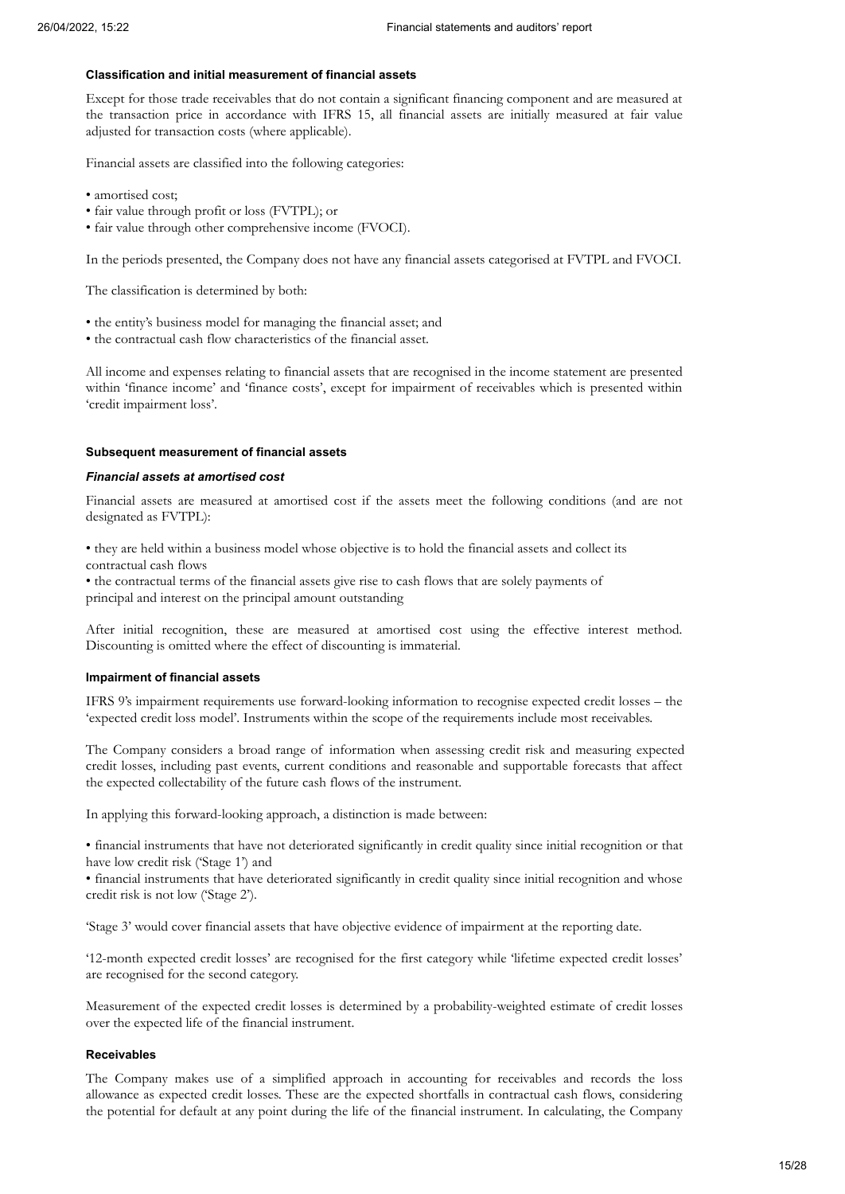#### Classification and initial measurement of financial assets

Except for those trade receivables that do not contain a significant financing component and are measured at the transaction price in accordance with IFRS 15, all financial assets are initially measured at fair value adjusted for transaction costs (where applicable).

Financial assets are classified into the following categories:

- amortised cost;
- fair value through profit or loss (FVTPL); or
- fair value through other comprehensive income (FVOCI).

In the periods presented, the Company does not have any financial assets categorised at FVTPL and FVOCI.

The classification is determined by both:

- the entity's business model for managing the financial asset; and
- the contractual cash flow characteristics of the financial asset.

All income and expenses relating to financial assets that are recognised in the income statement are presented within 'finance income' and 'finance costs', except for impairment of receivables which is presented within 'credit impairment loss'.

#### Subsequent measurement of financial assets

***Financial assets at amortised cost***

Financial assets are measured at amortised cost if the assets meet the following conditions (and are not designated as FVTPL):

- they are held within a business model whose objective is to hold the financial assets and collect its contractual cash flows
- the contractual terms of the financial assets give rise to cash flows that are solely payments of principal and interest on the principal amount outstanding

After initial recognition, these are measured at amortised cost using the effective interest method. Discounting is omitted where the effect of discounting is immaterial.

#### Impairment of financial assets

IFRS 9's impairment requirements use forward-looking information to recognise expected credit losses – the 'expected credit loss model'. Instruments within the scope of the requirements include most receivables.

The Company considers a broad range of information when assessing credit risk and measuring expected credit losses, including past events, current conditions and reasonable and supportable forecasts that affect the expected collectability of the future cash flows of the instrument.

In applying this forward-looking approach, a distinction is made between:

- financial instruments that have not deteriorated significantly in credit quality since initial recognition or that have low credit risk ('Stage 1') and
- financial instruments that have deteriorated significantly in credit quality since initial recognition and whose credit risk is not low ('Stage 2').

'Stage 3' would cover financial assets that have objective evidence of impairment at the reporting date.

'12-month expected credit losses' are recognised for the first category while 'lifetime expected credit losses' are recognised for the second category.

Measurement of the expected credit losses is determined by a probability-weighted estimate of credit losses over the expected life of the financial instrument.

#### Receivables

The Company makes use of a simplified approach in accounting for receivables and records the loss allowance as expected credit losses. These are the expected shortfalls in contractual cash flows, considering the potential for default at any point during the life of the financial instrument. In calculating, the Company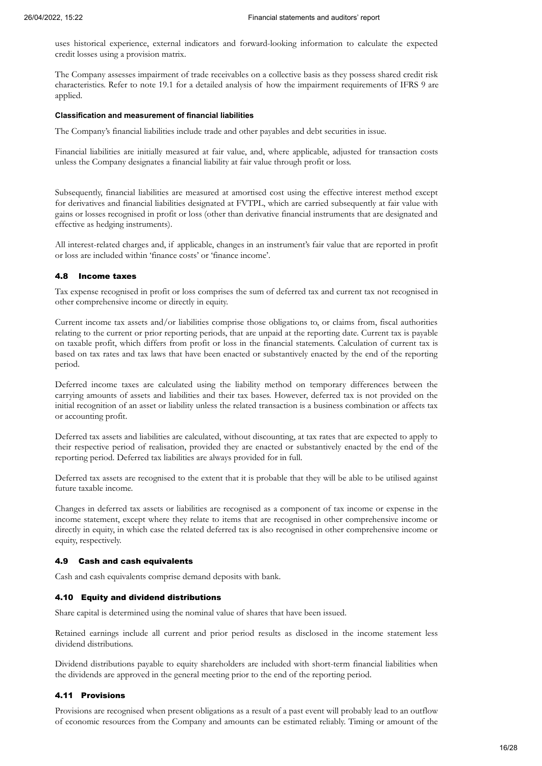uses historical experience, external indicators and forward-looking information to calculate the expected credit losses using a provision matrix.

The Company assesses impairment of trade receivables on a collective basis as they possess shared credit risk characteristics. Refer to note 19.1 for a detailed analysis of how the impairment requirements of IFRS 9 are applied.

**Classification and measurement of financial liabilities**

The Company's financial liabilities include trade and other payables and debt securities in issue.

Financial liabilities are initially measured at fair value, and, where applicable, adjusted for transaction costs unless the Company designates a financial liability at fair value through profit or loss.

Subsequently, financial liabilities are measured at amortised cost using the effective interest method except for derivatives and financial liabilities designated at FVTPL, which are carried subsequently at fair value with gains or losses recognised in profit or loss (other than derivative financial instruments that are designated and effective as hedging instruments).

All interest-related charges and, if applicable, changes in an instrument's fair value that are reported in profit or loss are included within 'finance costs' or 'finance income'.

### 4.8 Income taxes

Tax expense recognised in profit or loss comprises the sum of deferred tax and current tax not recognised in other comprehensive income or directly in equity.

Current income tax assets and/or liabilities comprise those obligations to, or claims from, fiscal authorities relating to the current or prior reporting periods, that are unpaid at the reporting date. Current tax is payable on taxable profit, which differs from profit or loss in the financial statements. Calculation of current tax is based on tax rates and tax laws that have been enacted or substantively enacted by the end of the reporting period.

Deferred income taxes are calculated using the liability method on temporary differences between the carrying amounts of assets and liabilities and their tax bases. However, deferred tax is not provided on the initial recognition of an asset or liability unless the related transaction is a business combination or affects tax or accounting profit.

Deferred tax assets and liabilities are calculated, without discounting, at tax rates that are expected to apply to their respective period of realisation, provided they are enacted or substantively enacted by the end of the reporting period. Deferred tax liabilities are always provided for in full.

Deferred tax assets are recognised to the extent that it is probable that they will be able to be utilised against future taxable income.

Changes in deferred tax assets or liabilities are recognised as a component of tax income or expense in the income statement, except where they relate to items that are recognised in other comprehensive income or directly in equity, in which case the related deferred tax is also recognised in other comprehensive income or equity, respectively.

### 4.9 Cash and cash equivalents

Cash and cash equivalents comprise demand deposits with bank.

### 4.10 Equity and dividend distributions

Share capital is determined using the nominal value of shares that have been issued.

Retained earnings include all current and prior period results as disclosed in the income statement less dividend distributions.

Dividend distributions payable to equity shareholders are included with short-term financial liabilities when the dividends are approved in the general meeting prior to the end of the reporting period.

### 4.11 Provisions

Provisions are recognised when present obligations as a result of a past event will probably lead to an outflow of economic resources from the Company and amounts can be estimated reliably. Timing or amount of the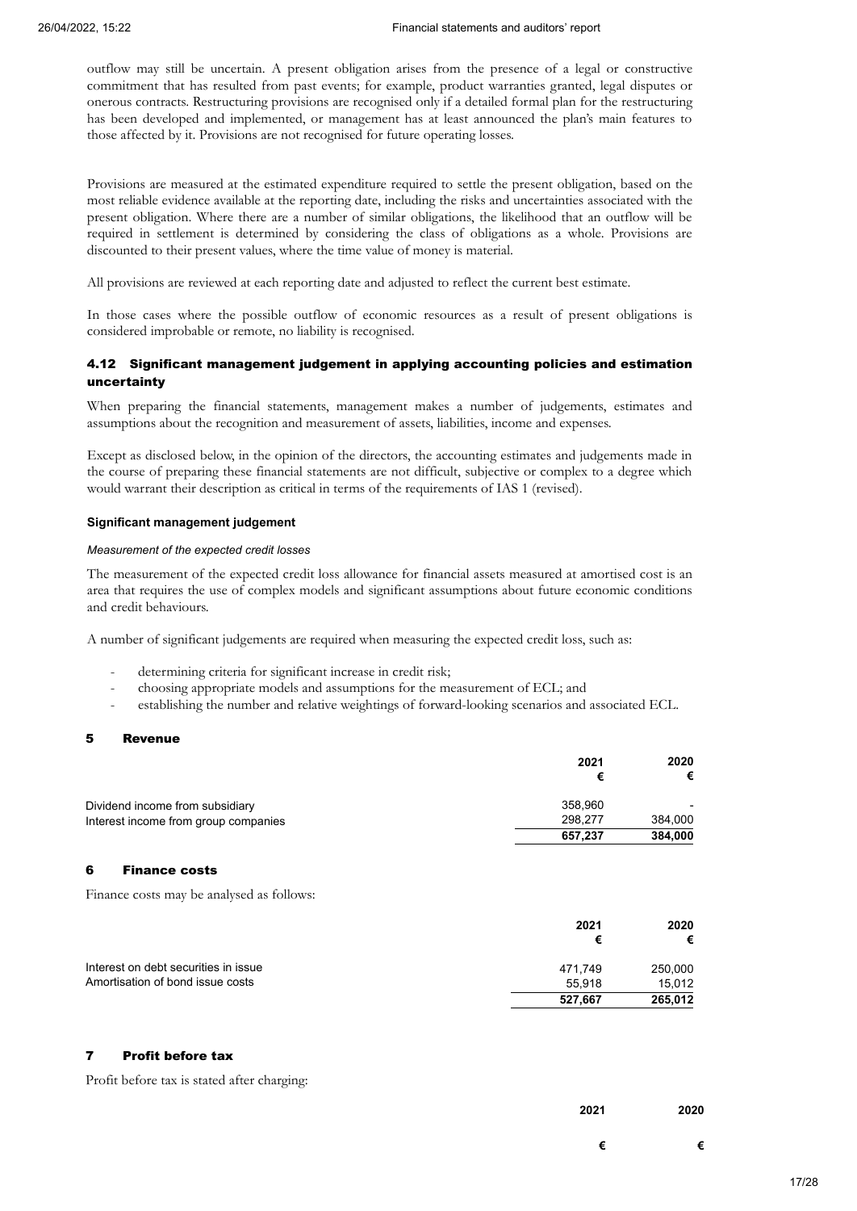outflow may still be uncertain. A present obligation arises from the presence of a legal or constructive commitment that has resulted from past events; for example, product warranties granted, legal disputes or onerous contracts. Restructuring provisions are recognised only if a detailed formal plan for the restructuring has been developed and implemented, or management has at least announced the plan's main features to those affected by it. Provisions are not recognised for future operating losses.

Provisions are measured at the estimated expenditure required to settle the present obligation, based on the most reliable evidence available at the reporting date, including the risks and uncertainties associated with the present obligation. Where there are a number of similar obligations, the likelihood that an outflow will be required in settlement is determined by considering the class of obligations as a whole. Provisions are discounted to their present values, where the time value of money is material.

All provisions are reviewed at each reporting date and adjusted to reflect the current best estimate.

In those cases where the possible outflow of economic resources as a result of present obligations is considered improbable or remote, no liability is recognised.

### 4.12 Significant management judgement in applying accounting policies and estimation uncertainty

When preparing the financial statements, management makes a number of judgements, estimates and assumptions about the recognition and measurement of assets, liabilities, income and expenses.

Except as disclosed below, in the opinion of the directors, the accounting estimates and judgements made in the course of preparing these financial statements are not difficult, subjective or complex to a degree which would warrant their description as critical in terms of the requirements of IAS 1 (revised).

**Significant management judgement**

*Measurement of the expected credit losses*

The measurement of the expected credit loss allowance for financial assets measured at amortised cost is an area that requires the use of complex models and significant assumptions about future economic conditions and credit behaviours.

A number of significant judgements are required when measuring the expected credit loss, such as:

- determining criteria for significant increase in credit risk;
- choosing appropriate models and assumptions for the measurement of ECL; and
- establishing the number and relative weightings of forward-looking scenarios and associated ECL.

## 5 Revenue

| | 2021 € | 2020 € |
|---|---|---|
| Dividend income from subsidiary | 358,960 | - |
| Interest income from group companies | 298,277 | 384,000 |
| | **657,237** | **384,000** |

## 6 Finance costs

Finance costs may be analysed as follows:

| | 2021 € | 2020 € |
|---|---|---|
| Interest on debt securities in issue | 471,749 | 250,000 |
| Amortisation of bond issue costs | 55,918 | 15,012 |
| | **527,667** | **265,012** |

## 7 Profit before tax

Profit before tax is stated after charging:

| | 2021 € | 2020 € |
|---|---|---|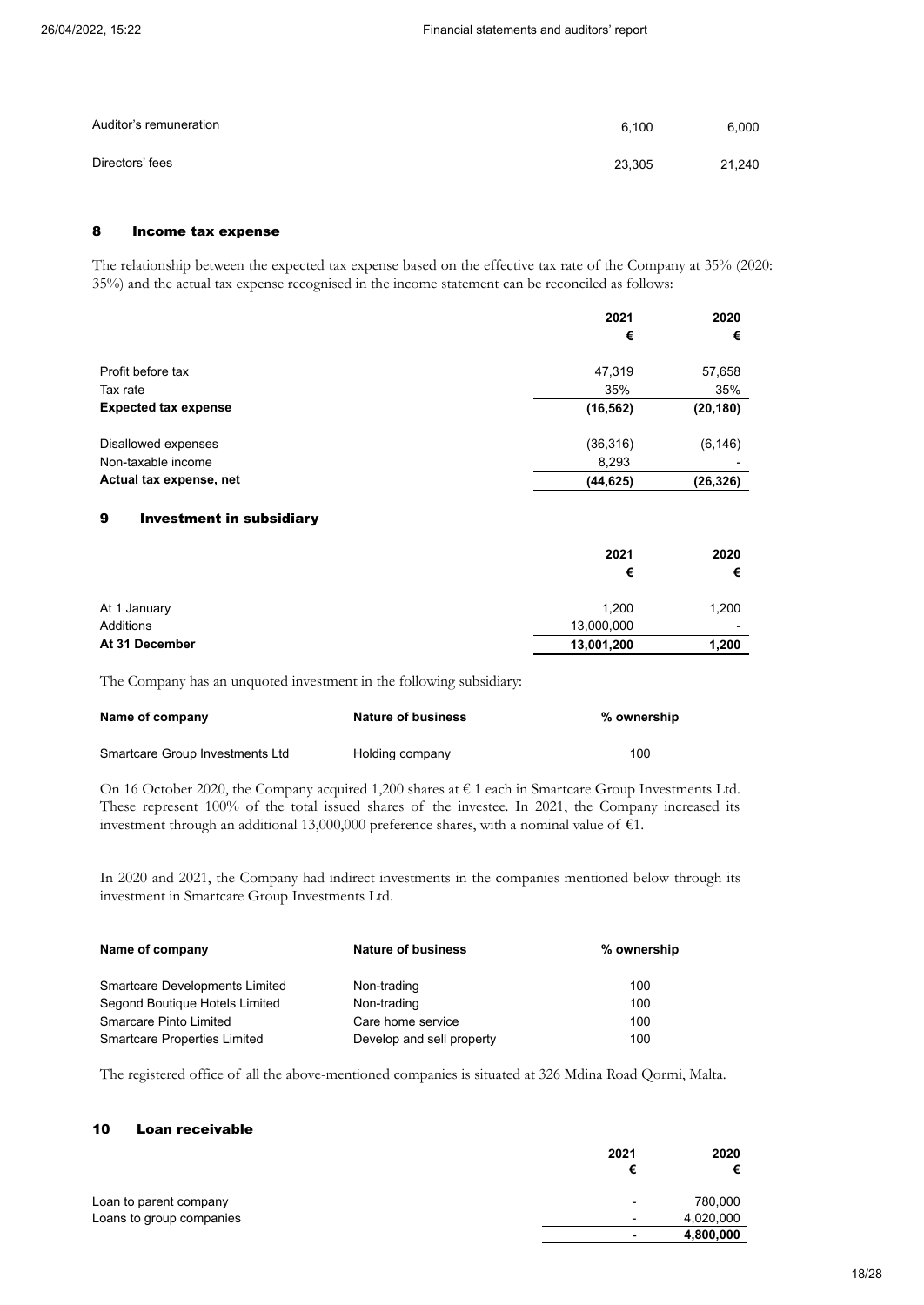| | | |
|---|---|---|
| Auditor's remuneration | 6,100 | 6,000 |
| Directors' fees | 23,305 | 21,240 |

## 8 Income tax expense

The relationship between the expected tax expense based on the effective tax rate of the Company at 35% (2020: 35%) and the actual tax expense recognised in the income statement can be reconciled as follows:

| | 2021 € | 2020 € |
|---|---|---|
| Profit before tax | 47,319 | 57,658 |
| Tax rate | 35% | 35% |
| **Expected tax expense** | **(16,562)** | **(20,180)** |
| Disallowed expenses | (36,316) | (6,146) |
| Non-taxable income | 8,293 | - |
| **Actual tax expense, net** | **(44,625)** | **(26,326)** |

## 9 Investment in subsidiary

| | 2021 € | 2020 € |
|---|---|---|
| At 1 January | 1,200 | 1,200 |
| Additions | 13,000,000 | - |
| **At 31 December** | **13,001,200** | **1,200** |

The Company has an unquoted investment in the following subsidiary:

| Name of company | Nature of business | % ownership |
|---|---|---|
| Smartcare Group Investments Ltd | Holding company | 100 |

On 16 October 2020, the Company acquired 1,200 shares at € 1 each in Smartcare Group Investments Ltd. These represent 100% of the total issued shares of the investee. In 2021, the Company increased its investment through an additional 13,000,000 preference shares, with a nominal value of €1.

In 2020 and 2021, the Company had indirect investments in the companies mentioned below through its investment in Smartcare Group Investments Ltd.

| Name of company | Nature of business | % ownership |
|---|---|---|
| Smartcare Developments Limited | Non-trading | 100 |
| Segond Boutique Hotels Limited | Non-trading | 100 |
| Smarcare Pinto Limited | Care home service | 100 |
| Smartcare Properties Limited | Develop and sell property | 100 |

The registered office of all the above-mentioned companies is situated at 326 Mdina Road Qormi, Malta.

## 10 Loan receivable

| | 2021 € | 2020 € |
|---|---|---|
| Loan to parent company | - | 780,000 |
| Loans to group companies | - | 4,020,000 |
| | **-** | **4,800,000** |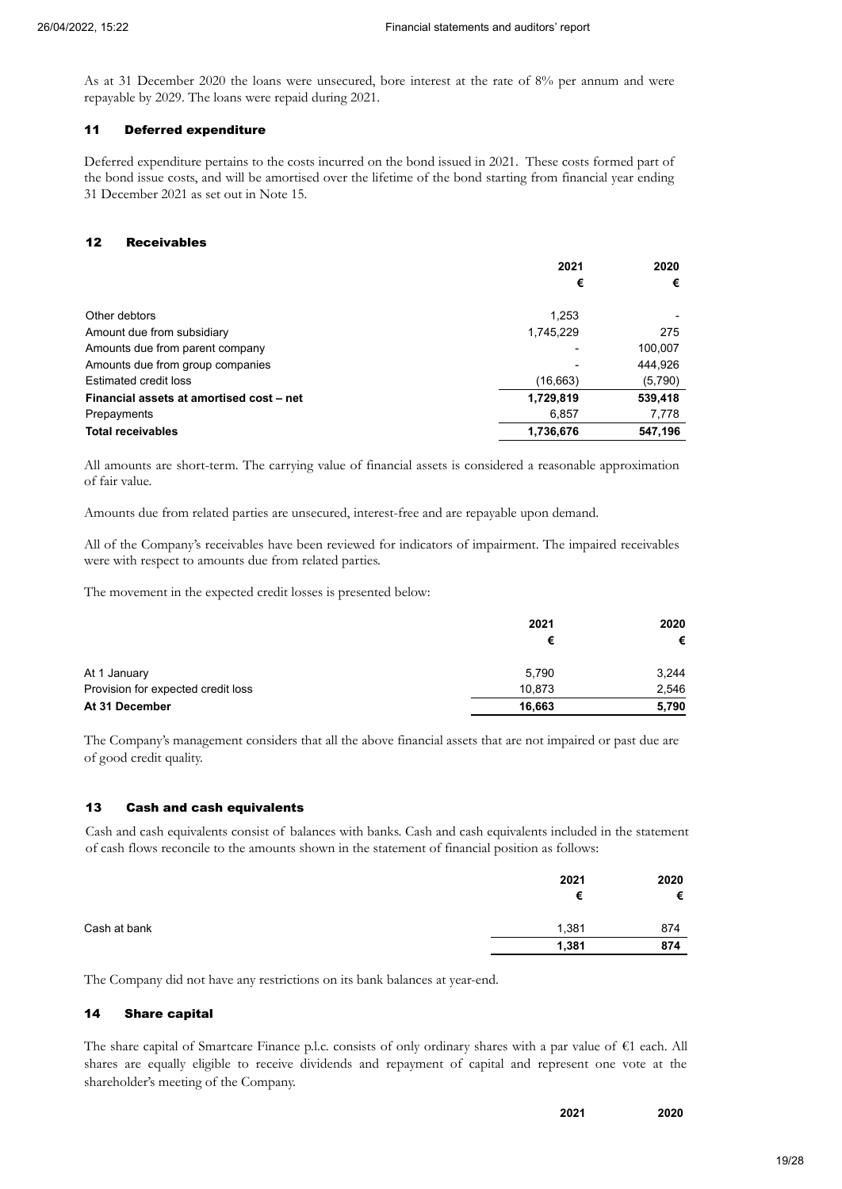As at 31 December 2020 the loans were unsecured, bore interest at the rate of 8% per annum and were repayable by 2029. The loans were repaid during 2021.

## 11 Deferred expenditure

Deferred expenditure pertains to the costs incurred on the bond issued in 2021. These costs formed part of the bond issue costs, and will be amortised over the lifetime of the bond starting from financial year ending 31 December 2021 as set out in Note 15.

## 12 Receivables

| | 2021 | 2020 |
|---|---|---|
| | € | € |
| Other debtors | 1,253 | - |
| Amount due from subsidiary | 1,745,229 | 275 |
| Amounts due from parent company | - | 100,007 |
| Amounts due from group companies | - | 444,926 |
| Estimated credit loss | (16,663) | (5,790) |
| **Financial assets at amortised cost – net** | **1,729,819** | **539,418** |
| Prepayments | 6,857 | 7,778 |
| **Total receivables** | **1,736,676** | **547,196** |

All amounts are short-term. The carrying value of financial assets is considered a reasonable approximation of fair value.

Amounts due from related parties are unsecured, interest-free and are repayable upon demand.

All of the Company's receivables have been reviewed for indicators of impairment. The impaired receivables were with respect to amounts due from related parties.

The movement in the expected credit losses is presented below:

| | 2021 | 2020 |
|---|---|---|
| | € | € |
| At 1 January | 5,790 | 3,244 |
| Provision for expected credit loss | 10,873 | 2,546 |
| **At 31 December** | **16,663** | **5,790** |

The Company's management considers that all the above financial assets that are not impaired or past due are of good credit quality.

## 13 Cash and cash equivalents

Cash and cash equivalents consist of balances with banks. Cash and cash equivalents included in the statement of cash flows reconcile to the amounts shown in the statement of financial position as follows:

| | 2021 | 2020 |
|---|---|---|
| | € | € |
| Cash at bank | 1,381 | 874 |
| | **1,381** | **874** |

The Company did not have any restrictions on its bank balances at year-end.

## 14 Share capital

The share capital of Smartcare Finance p.l.c. consists of only ordinary shares with a par value of €1 each. All shares are equally eligible to receive dividends and repayment of capital and represent one vote at the shareholder's meeting of the Company.

| | 2021 | 2020 |
|---|---|---|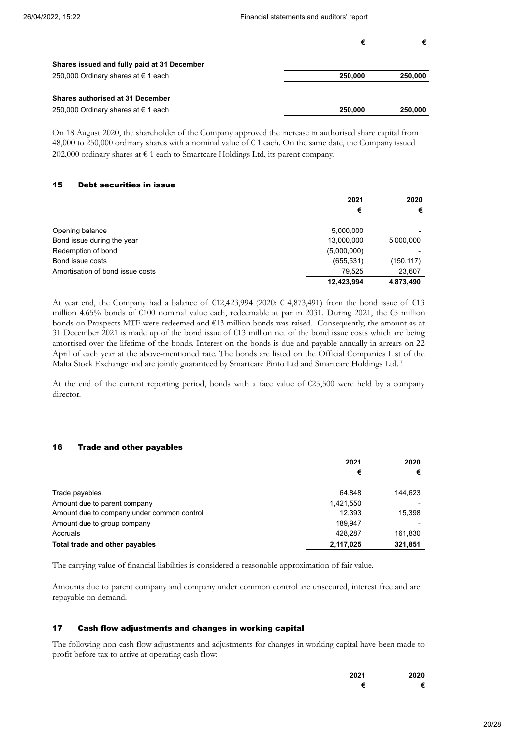| | € | € |
|---|---|---|
| **Shares issued and fully paid at 31 December** | | |
| 250,000 Ordinary shares at € 1 each | **250,000** | **250,000** |
| **Shares authorised at 31 December** | | |
| 250,000 Ordinary shares at € 1 each | **250,000** | **250,000** |

On 18 August 2020, the shareholder of the Company approved the increase in authorised share capital from 48,000 to 250,000 ordinary shares with a nominal value of € 1 each. On the same date, the Company issued 202,000 ordinary shares at € 1 each to Smartcare Holdings Ltd, its parent company.

## 15 Debt securities in issue

| | 2021 | 2020 |
|---|---|---|
| | € | € |
| Opening balance | 5,000,000 | - |
| Bond issue during the year | 13,000,000 | 5,000,000 |
| Redemption of bond | (5,000,000) | - |
| Bond issue costs | (655,531) | (150,117) |
| Amortisation of bond issue costs | 79,525 | 23,607 |
| | **12,423,994** | **4,873,490** |

At year end, the Company had a balance of €12,423,994 (2020: € 4,873,491) from the bond issue of €13 million 4.65% bonds of €100 nominal value each, redeemable at par in 2031. During 2021, the €5 million bonds on Prospects MTF were redeemed and €13 million bonds was raised. Consequently, the amount as at 31 December 2021 is made up of the bond issue of €13 million net of the bond issue costs which are being amortised over the lifetime of the bonds. Interest on the bonds is due and payable annually in arrears on 22 April of each year at the above-mentioned rate. The bonds are listed on the Official Companies List of the Malta Stock Exchange and are jointly guaranteed by Smartcare Pinto Ltd and Smartcare Holdings Ltd. '

At the end of the current reporting period, bonds with a face value of €25,500 were held by a company director.

## 16 Trade and other payables

| | 2021 | 2020 |
|---|---|---|
| | € | € |
| Trade payables | 64,848 | 144,623 |
| Amount due to parent company | 1,421,550 | - |
| Amount due to company under common control | 12,393 | 15,398 |
| Amount due to group company | 189,947 | - |
| Accruals | 428,287 | 161,830 |
| **Total trade and other payables** | **2,117,025** | **321,851** |

The carrying value of financial liabilities is considered a reasonable approximation of fair value.

Amounts due to parent company and company under common control are unsecured, interest free and are repayable on demand.

## 17 Cash flow adjustments and changes in working capital

The following non-cash flow adjustments and adjustments for changes in working capital have been made to profit before tax to arrive at operating cash flow:

| | 2021 | 2020 |
|---|---|---|
| | € | € |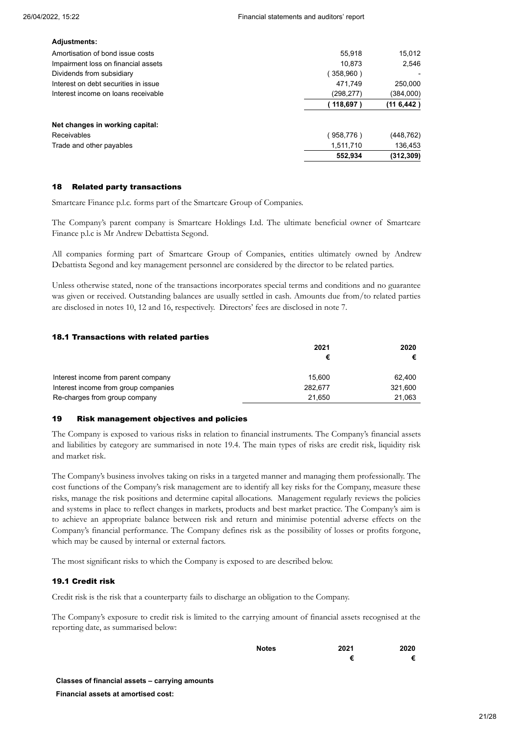| | | |
|---|---|---|
| **Adjustments:** | | |
| Amortisation of bond issue costs | 55,918 | 15,012 |
| Impairment loss on financial assets | 10,873 | 2,546 |
| Dividends from subsidiary | ( 358,960 ) | - |
| Interest on debt securities in issue | 471,749 | 250,000 |
| Interest income on loans receivable | (298,277) | (384,000) |
| | **( 118,697 )** | **(11 6,442 )** |
| **Net changes in working capital:** | | |
| Receivables | ( 958,776 ) | (448,762) |
| Trade and other payables | 1,511,710 | 136,453 |
| | **552,934** | **(312,309)** |

## 18 Related party transactions

Smartcare Finance p.l.c. forms part of the Smartcare Group of Companies.

The Company's parent company is Smartcare Holdings Ltd. The ultimate beneficial owner of Smartcare Finance p.l.c is Mr Andrew Debattista Segond.

All companies forming part of Smartcare Group of Companies, entities ultimately owned by Andrew Debattista Segond and key management personnel are considered by the director to be related parties.

Unless otherwise stated, none of the transactions incorporates special terms and conditions and no guarantee was given or received. Outstanding balances are usually settled in cash. Amounts due from/to related parties are disclosed in notes 10, 12 and 16, respectively. Directors' fees are disclosed in note 7.

### 18.1 Transactions with related parties

| | 2021 € | 2020 € |
|---|---|---|
| Interest income from parent company | 15,600 | 62,400 |
| Interest income from group companies | 282,677 | 321,600 |
| Re-charges from group company | 21,650 | 21,063 |

## 19 Risk management objectives and policies

The Company is exposed to various risks in relation to financial instruments. The Company's financial assets and liabilities by category are summarised in note 19.4. The main types of risks are credit risk, liquidity risk and market risk.

The Company's business involves taking on risks in a targeted manner and managing them professionally. The cost functions of the Company's risk management are to identify all key risks for the Company, measure these risks, manage the risk positions and determine capital allocations. Management regularly reviews the policies and systems in place to reflect changes in markets, products and best market practice. The Company's aim is to achieve an appropriate balance between risk and return and minimise potential adverse effects on the Company's financial performance. The Company defines risk as the possibility of losses or profits forgone, which may be caused by internal or external factors.

The most significant risks to which the Company is exposed to are described below.

### 19.1 Credit risk

Credit risk is the risk that a counterparty fails to discharge an obligation to the Company.

The Company's exposure to credit risk is limited to the carrying amount of financial assets recognised at the reporting date, as summarised below:

| | Notes | 2021 € | 2020 € |
|---|---|---|---|
| **Classes of financial assets – carrying amounts** | | | |
| **Financial assets at amortised cost:** | | | |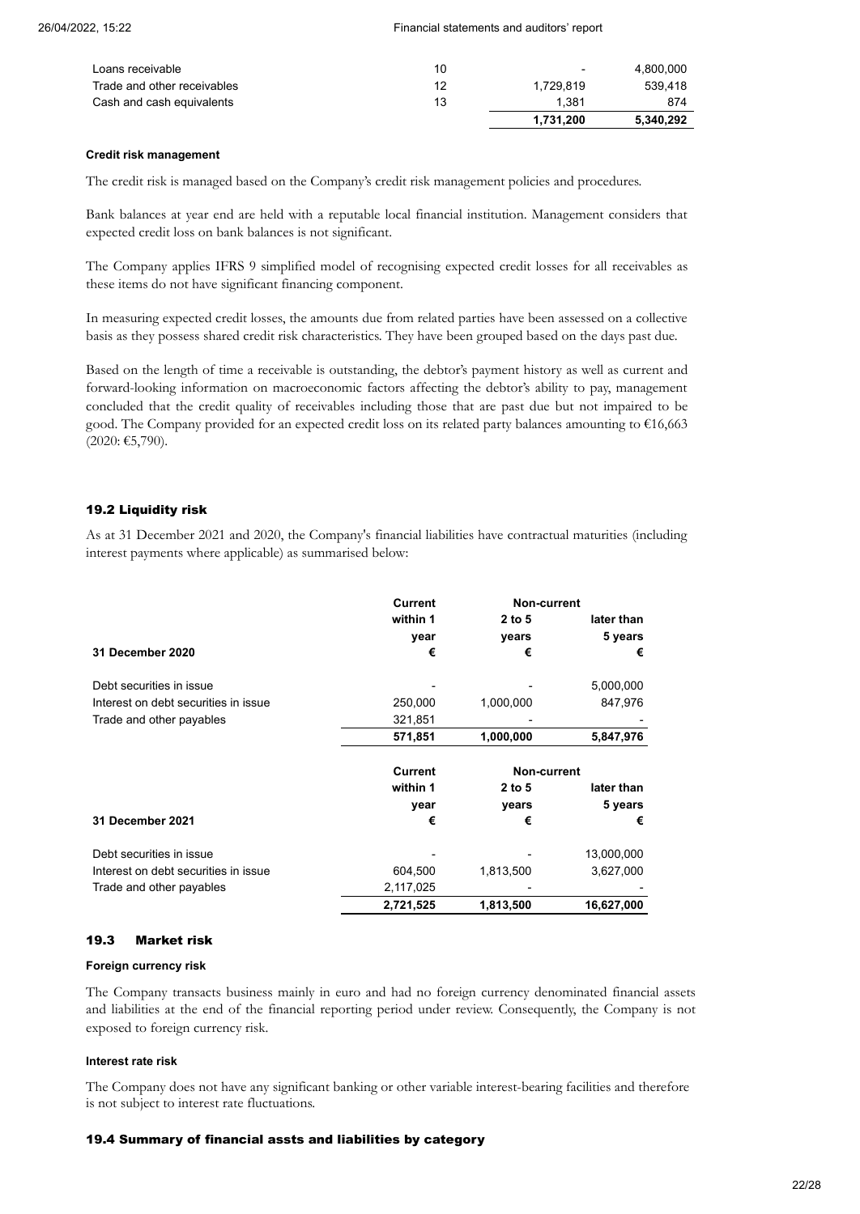| | | | |
|---|---|---|---|
| Loans receivable | 10 | - | 4,800,000 |
| Trade and other receivables | 12 | 1,729,819 | 539,418 |
| Cash and cash equivalents | 13 | 1,381 | 874 |
| | | **1,731,200** | **5,340,292** |

**Credit risk management**

The credit risk is managed based on the Company's credit risk management policies and procedures.

Bank balances at year end are held with a reputable local financial institution. Management considers that expected credit loss on bank balances is not significant.

The Company applies IFRS 9 simplified model of recognising expected credit losses for all receivables as these items do not have significant financing component.

In measuring expected credit losses, the amounts due from related parties have been assessed on a collective basis as they possess shared credit risk characteristics. They have been grouped based on the days past due.

Based on the length of time a receivable is outstanding, the debtor's payment history as well as current and forward-looking information on macroeconomic factors affecting the debtor's ability to pay, management concluded that the credit quality of receivables including those that are past due but not impaired to be good. The Company provided for an expected credit loss on its related party balances amounting to €16,663 (2020: €5,790).

## 19.2 Liquidity risk

As at 31 December 2021 and 2020, the Company's financial liabilities have contractual maturities (including interest payments where applicable) as summarised below:

| | Current | Non-current | |
|---|---|---|---|
| | within 1 year | 2 to 5 years | later than 5 years |
| **31 December 2020** | € | € | € |
| Debt securities in issue | - | - | 5,000,000 |
| Interest on debt securities in issue | 250,000 | 1,000,000 | 847,976 |
| Trade and other payables | 321,851 | - | - |
| | **571,851** | **1,000,000** | **5,847,976** |

| | Current | Non-current | |
|---|---|---|---|
| | within 1 year | 2 to 5 years | later than 5 years |
| **31 December 2021** | € | € | € |
| Debt securities in issue | - | - | 13,000,000 |
| Interest on debt securities in issue | 604,500 | 1,813,500 | 3,627,000 |
| Trade and other payables | 2,117,025 | - | - |
| | **2,721,525** | **1,813,500** | **16,627,000** |

## 19.3 Market risk

**Foreign currency risk**

The Company transacts business mainly in euro and had no foreign currency denominated financial assets and liabilities at the end of the financial reporting period under review. Consequently, the Company is not exposed to foreign currency risk.

**Interest rate risk**

The Company does not have any significant banking or other variable interest-bearing facilities and therefore is not subject to interest rate fluctuations.

## 19.4 Summary of financial assts and liabilities by category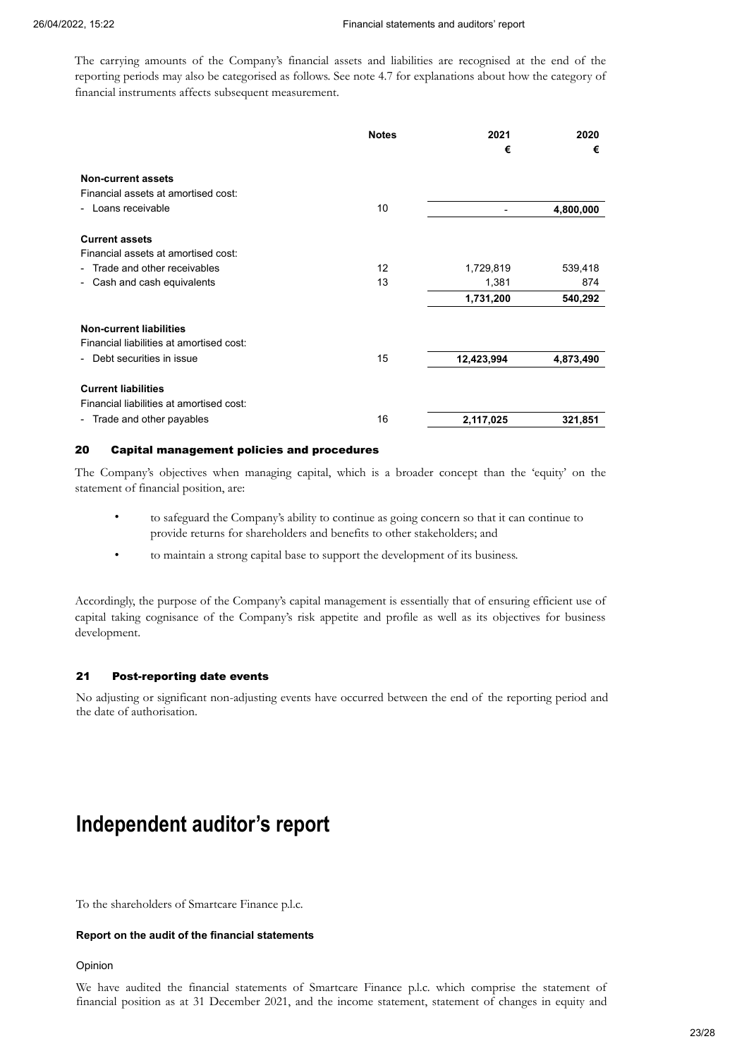The carrying amounts of the Company's financial assets and liabilities are recognised at the end of the reporting periods may also be categorised as follows. See note 4.7 for explanations about how the category of financial instruments affects subsequent measurement.

| | Notes | 2021 € | 2020 € |
|---|---|---|---|
| **Non-current assets** | | | |
| Financial assets at amortised cost: | | | |
| - Loans receivable | 10 | - | **4,800,000** |
| **Current assets** | | | |
| Financial assets at amortised cost: | | | |
| - Trade and other receivables | 12 | 1,729,819 | 539,418 |
| - Cash and cash equivalents | 13 | 1,381 | 874 |
| | | **1,731,200** | **540,292** |
| **Non-current liabilities** | | | |
| Financial liabilities at amortised cost: | | | |
| - Debt securities in issue | 15 | **12,423,994** | **4,873,490** |
| **Current liabilities** | | | |
| Financial liabilities at amortised cost: | | | |
| - Trade and other payables | 16 | **2,117,025** | **321,851** |

## 20 Capital management policies and procedures

The Company's objectives when managing capital, which is a broader concept than the 'equity' on the statement of financial position, are:

- to safeguard the Company's ability to continue as going concern so that it can continue to provide returns for shareholders and benefits to other stakeholders; and
- to maintain a strong capital base to support the development of its business.

Accordingly, the purpose of the Company's capital management is essentially that of ensuring efficient use of capital taking cognisance of the Company's risk appetite and profile as well as its objectives for business development.

## 21 Post-reporting date events

No adjusting or significant non-adjusting events have occurred between the end of the reporting period and the date of authorisation.

# Independent auditor's report

To the shareholders of Smartcare Finance p.l.c.

**Report on the audit of the financial statements**

Opinion

We have audited the financial statements of Smartcare Finance p.l.c. which comprise the statement of financial position as at 31 December 2021, and the income statement, statement of changes in equity and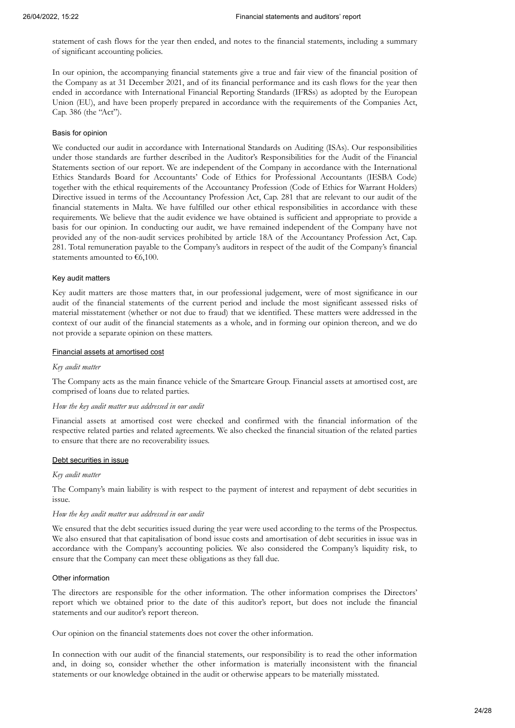statement of cash flows for the year then ended, and notes to the financial statements, including a summary of significant accounting policies.

In our opinion, the accompanying financial statements give a true and fair view of the financial position of the Company as at 31 December 2021, and of its financial performance and its cash flows for the year then ended in accordance with International Financial Reporting Standards (IFRSs) as adopted by the European Union (EU), and have been properly prepared in accordance with the requirements of the Companies Act, Cap. 386 (the "Act").

### Basis for opinion

We conducted our audit in accordance with International Standards on Auditing (ISAs). Our responsibilities under those standards are further described in the Auditor's Responsibilities for the Audit of the Financial Statements section of our report. We are independent of the Company in accordance with the International Ethics Standards Board for Accountants' Code of Ethics for Professional Accountants (IESBA Code) together with the ethical requirements of the Accountancy Profession (Code of Ethics for Warrant Holders) Directive issued in terms of the Accountancy Profession Act, Cap. 281 that are relevant to our audit of the financial statements in Malta. We have fulfilled our other ethical responsibilities in accordance with these requirements. We believe that the audit evidence we have obtained is sufficient and appropriate to provide a basis for our opinion. In conducting our audit, we have remained independent of the Company have not provided any of the non-audit services prohibited by article 18A of the Accountancy Profession Act, Cap. 281. Total remuneration payable to the Company's auditors in respect of the audit of the Company's financial statements amounted to €6,100.

### Key audit matters

Key audit matters are those matters that, in our professional judgement, were of most significance in our audit of the financial statements of the current period and include the most significant assessed risks of material misstatement (whether or not due to fraud) that we identified. These matters were addressed in the context of our audit of the financial statements as a whole, and in forming our opinion thereon, and we do not provide a separate opinion on these matters.

#### Financial assets at amortised cost

*Key audit matter*

The Company acts as the main finance vehicle of the Smartcare Group. Financial assets at amortised cost, are comprised of loans due to related parties.

*How the key audit matter was addressed in our audit*

Financial assets at amortised cost were checked and confirmed with the financial information of the respective related parties and related agreements. We also checked the financial situation of the related parties to ensure that there are no recoverability issues.

#### Debt securities in issue

*Key audit matter*

The Company's main liability is with respect to the payment of interest and repayment of debt securities in issue.

*How the key audit matter was addressed in our audit*

We ensured that the debt securities issued during the year were used according to the terms of the Prospectus. We also ensured that that capitalisation of bond issue costs and amortisation of debt securities in issue was in accordance with the Company's accounting policies. We also considered the Company's liquidity risk, to ensure that the Company can meet these obligations as they fall due.

### Other information

The directors are responsible for the other information. The other information comprises the Directors' report which we obtained prior to the date of this auditor's report, but does not include the financial statements and our auditor's report thereon.

Our opinion on the financial statements does not cover the other information.

In connection with our audit of the financial statements, our responsibility is to read the other information and, in doing so, consider whether the other information is materially inconsistent with the financial statements or our knowledge obtained in the audit or otherwise appears to be materially misstated.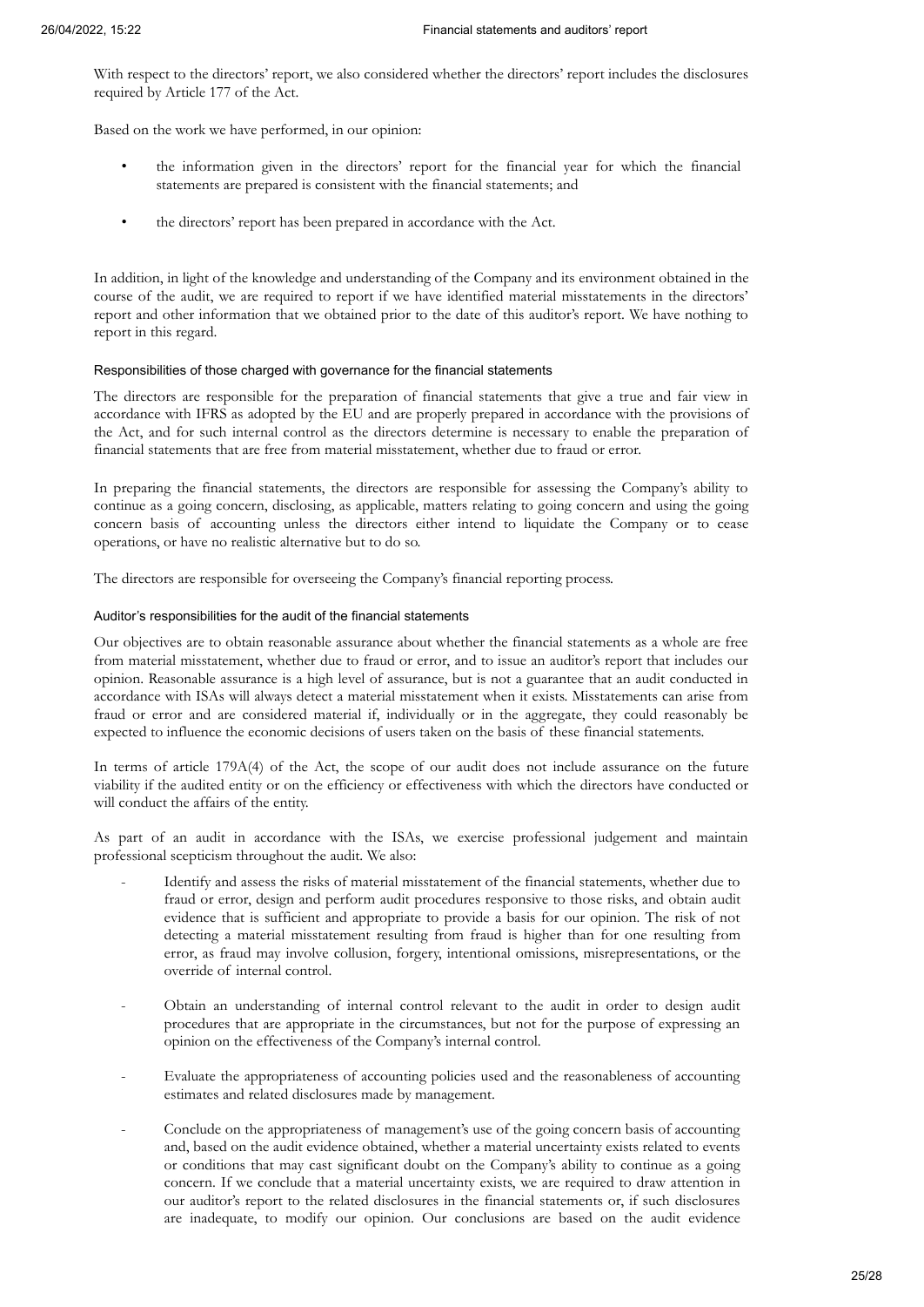With respect to the directors' report, we also considered whether the directors' report includes the disclosures required by Article 177 of the Act.

Based on the work we have performed, in our opinion:

- the information given in the directors' report for the financial year for which the financial statements are prepared is consistent with the financial statements; and
- the directors' report has been prepared in accordance with the Act.

In addition, in light of the knowledge and understanding of the Company and its environment obtained in the course of the audit, we are required to report if we have identified material misstatements in the directors' report and other information that we obtained prior to the date of this auditor's report. We have nothing to report in this regard.

### Responsibilities of those charged with governance for the financial statements

The directors are responsible for the preparation of financial statements that give a true and fair view in accordance with IFRS as adopted by the EU and are properly prepared in accordance with the provisions of the Act, and for such internal control as the directors determine is necessary to enable the preparation of financial statements that are free from material misstatement, whether due to fraud or error.

In preparing the financial statements, the directors are responsible for assessing the Company's ability to continue as a going concern, disclosing, as applicable, matters relating to going concern and using the going concern basis of accounting unless the directors either intend to liquidate the Company or to cease operations, or have no realistic alternative but to do so.

The directors are responsible for overseeing the Company's financial reporting process.

### Auditor's responsibilities for the audit of the financial statements

Our objectives are to obtain reasonable assurance about whether the financial statements as a whole are free from material misstatement, whether due to fraud or error, and to issue an auditor's report that includes our opinion. Reasonable assurance is a high level of assurance, but is not a guarantee that an audit conducted in accordance with ISAs will always detect a material misstatement when it exists. Misstatements can arise from fraud or error and are considered material if, individually or in the aggregate, they could reasonably be expected to influence the economic decisions of users taken on the basis of these financial statements.

In terms of article 179A(4) of the Act, the scope of our audit does not include assurance on the future viability if the audited entity or on the efficiency or effectiveness with which the directors have conducted or will conduct the affairs of the entity.

As part of an audit in accordance with the ISAs, we exercise professional judgement and maintain professional scepticism throughout the audit. We also:

- Identify and assess the risks of material misstatement of the financial statements, whether due to fraud or error, design and perform audit procedures responsive to those risks, and obtain audit evidence that is sufficient and appropriate to provide a basis for our opinion. The risk of not detecting a material misstatement resulting from fraud is higher than for one resulting from error, as fraud may involve collusion, forgery, intentional omissions, misrepresentations, or the override of internal control.
- Obtain an understanding of internal control relevant to the audit in order to design audit procedures that are appropriate in the circumstances, but not for the purpose of expressing an opinion on the effectiveness of the Company's internal control.
- Evaluate the appropriateness of accounting policies used and the reasonableness of accounting estimates and related disclosures made by management.
- Conclude on the appropriateness of management's use of the going concern basis of accounting and, based on the audit evidence obtained, whether a material uncertainty exists related to events or conditions that may cast significant doubt on the Company's ability to continue as a going concern. If we conclude that a material uncertainty exists, we are required to draw attention in our auditor's report to the related disclosures in the financial statements or, if such disclosures are inadequate, to modify our opinion. Our conclusions are based on the audit evidence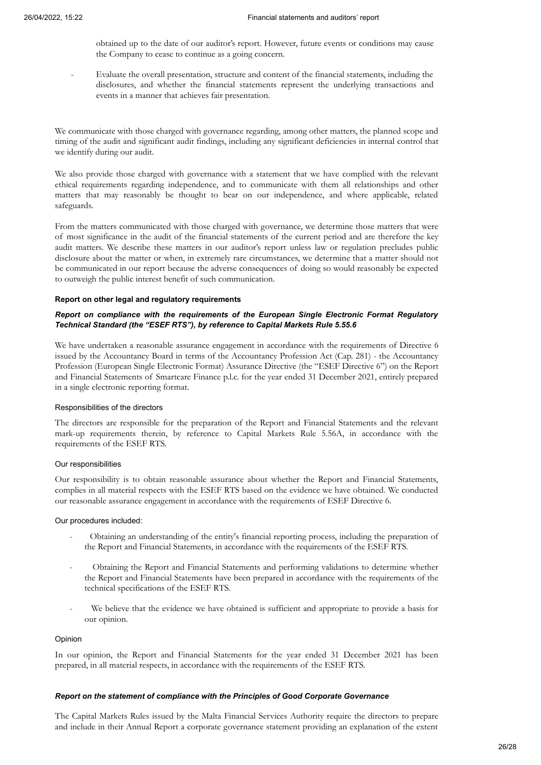obtained up to the date of our auditor's report. However, future events or conditions may cause the Company to cease to continue as a going concern.

- Evaluate the overall presentation, structure and content of the financial statements, including the disclosures, and whether the financial statements represent the underlying transactions and events in a manner that achieves fair presentation.

We communicate with those charged with governance regarding, among other matters, the planned scope and timing of the audit and significant audit findings, including any significant deficiencies in internal control that we identify during our audit.

We also provide those charged with governance with a statement that we have complied with the relevant ethical requirements regarding independence, and to communicate with them all relationships and other matters that may reasonably be thought to bear on our independence, and where applicable, related safeguards.

From the matters communicated with those charged with governance, we determine those matters that were of most significance in the audit of the financial statements of the current period and are therefore the key audit matters. We describe these matters in our auditor's report unless law or regulation precludes public disclosure about the matter or when, in extremely rare circumstances, we determine that a matter should not be communicated in our report because the adverse consequences of doing so would reasonably be expected to outweigh the public interest benefit of such communication.

**Report on other legal and regulatory requirements**

***Report on compliance with the requirements of the European Single Electronic Format Regulatory Technical Standard (the "ESEF RTS"), by reference to Capital Markets Rule 5.55.6***

We have undertaken a reasonable assurance engagement in accordance with the requirements of Directive 6 issued by the Accountancy Board in terms of the Accountancy Profession Act (Cap. 281) - the Accountancy Profession (European Single Electronic Format) Assurance Directive (the "ESEF Directive 6") on the Report and Financial Statements of Smartcare Finance p.l.c. for the year ended 31 December 2021, entirely prepared in a single electronic reporting format.

Responsibilities of the directors

The directors are responsible for the preparation of the Report and Financial Statements and the relevant mark-up requirements therein, by reference to Capital Markets Rule 5.56A, in accordance with the requirements of the ESEF RTS.

Our responsibilities

Our responsibility is to obtain reasonable assurance about whether the Report and Financial Statements, complies in all material respects with the ESEF RTS based on the evidence we have obtained. We conducted our reasonable assurance engagement in accordance with the requirements of ESEF Directive 6.

Our procedures included:

- Obtaining an understanding of the entity's financial reporting process, including the preparation of the Report and Financial Statements, in accordance with the requirements of the ESEF RTS.
- Obtaining the Report and Financial Statements and performing validations to determine whether the Report and Financial Statements have been prepared in accordance with the requirements of the technical specifications of the ESEF RTS.
- We believe that the evidence we have obtained is sufficient and appropriate to provide a basis for our opinion.

Opinion

In our opinion, the Report and Financial Statements for the year ended 31 December 2021 has been prepared, in all material respects, in accordance with the requirements of the ESEF RTS.

***Report on the statement of compliance with the Principles of Good Corporate Governance***

The Capital Markets Rules issued by the Malta Financial Services Authority require the directors to prepare and include in their Annual Report a corporate governance statement providing an explanation of the extent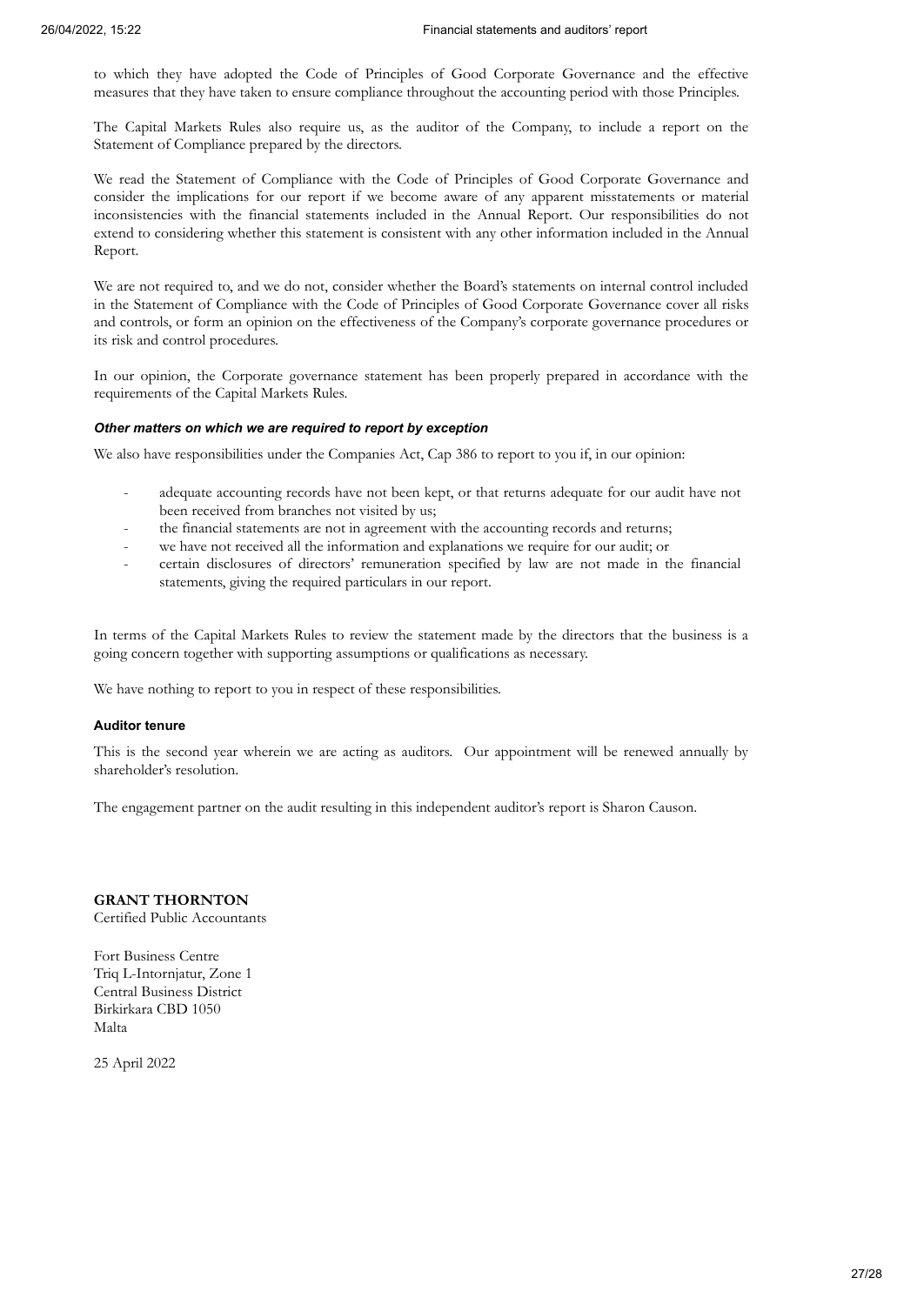to which they have adopted the Code of Principles of Good Corporate Governance and the effective measures that they have taken to ensure compliance throughout the accounting period with those Principles.

The Capital Markets Rules also require us, as the auditor of the Company, to include a report on the Statement of Compliance prepared by the directors.

We read the Statement of Compliance with the Code of Principles of Good Corporate Governance and consider the implications for our report if we become aware of any apparent misstatements or material inconsistencies with the financial statements included in the Annual Report. Our responsibilities do not extend to considering whether this statement is consistent with any other information included in the Annual Report.

We are not required to, and we do not, consider whether the Board's statements on internal control included in the Statement of Compliance with the Code of Principles of Good Corporate Governance cover all risks and controls, or form an opinion on the effectiveness of the Company's corporate governance procedures or its risk and control procedures.

In our opinion, the Corporate governance statement has been properly prepared in accordance with the requirements of the Capital Markets Rules.

***Other matters on which we are required to report by exception***

We also have responsibilities under the Companies Act, Cap 386 to report to you if, in our opinion:

- adequate accounting records have not been kept, or that returns adequate for our audit have not been received from branches not visited by us;
- the financial statements are not in agreement with the accounting records and returns;
- we have not received all the information and explanations we require for our audit; or
- certain disclosures of directors' remuneration specified by law are not made in the financial statements, giving the required particulars in our report.

In terms of the Capital Markets Rules to review the statement made by the directors that the business is a going concern together with supporting assumptions or qualifications as necessary.

We have nothing to report to you in respect of these responsibilities.

**Auditor tenure**

This is the second year wherein we are acting as auditors. Our appointment will be renewed annually by shareholder's resolution.

The engagement partner on the audit resulting in this independent auditor's report is Sharon Causon.

**GRANT THORNTON**
Certified Public Accountants

Fort Business Centre
Triq L-Intornjatur, Zone 1
Central Business District
Birkirkara CBD 1050
Malta

25 April 2022